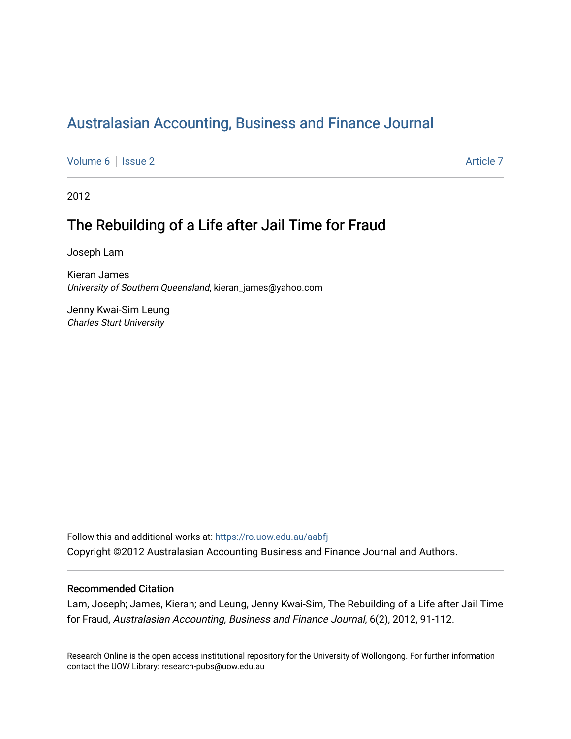# Australasian Accounting, Business and Finance Journal

Volume 6 | Issue 2 Article 7

2012

## The Rebuilding of a Life after Jail Time for Fraud

Joseph Lam

Kieran James
*University of Southern Queensland*, kieran_james@yahoo.com

Jenny Kwai-Sim Leung
*Charles Sturt University*

Follow this and additional works at: https://ro.uow.edu.au/aabfj

Copyright ©2012 Australasian Accounting Business and Finance Journal and Authors.

### Recommended Citation

Lam, Joseph; James, Kieran; and Leung, Jenny Kwai-Sim, The Rebuilding of a Life after Jail Time for Fraud, *Australasian Accounting, Business and Finance Journal*, 6(2), 2012, 91-112.

Research Online is the open access institutional repository for the University of Wollongong. For further information contact the UOW Library: research-pubs@uow.edu.au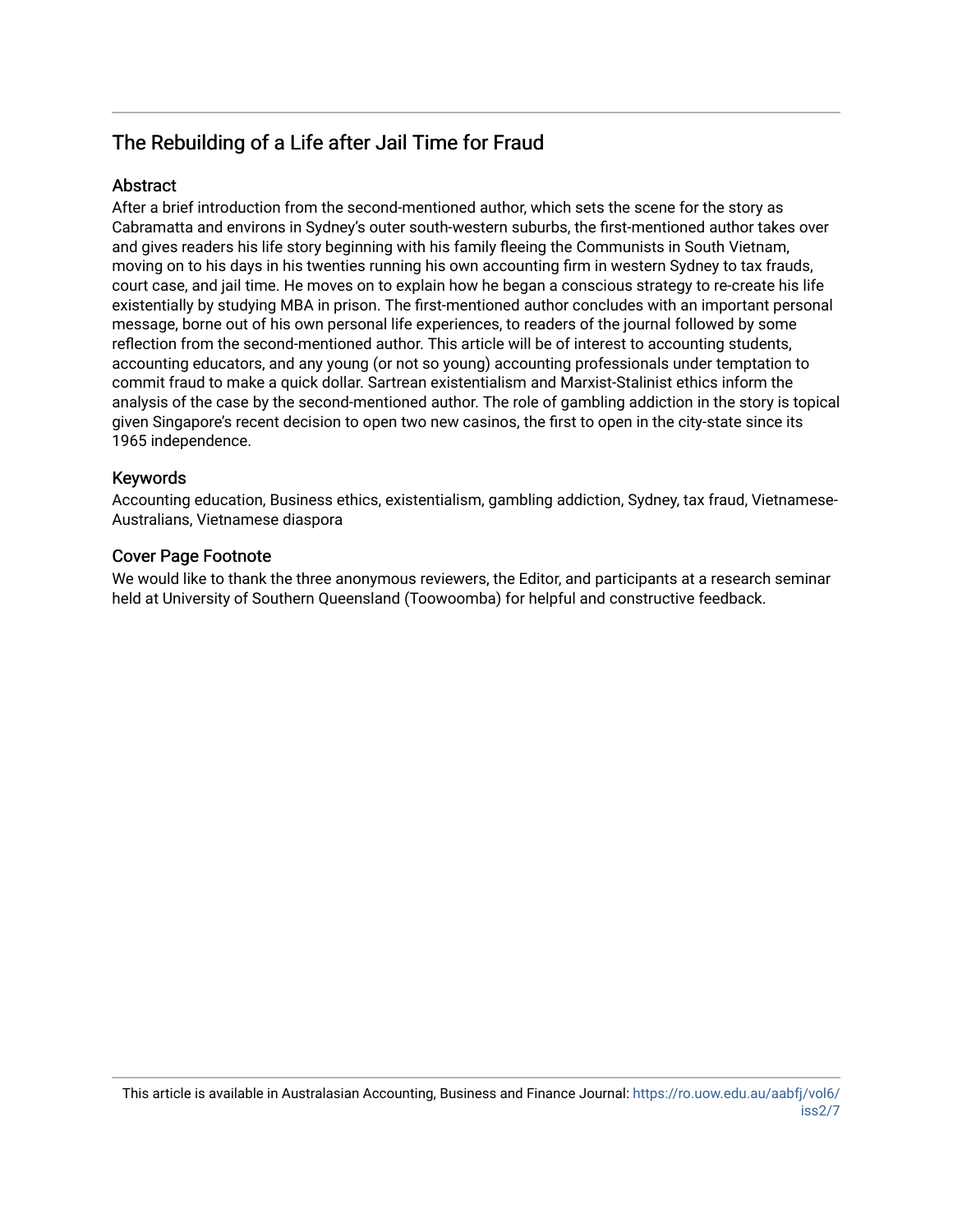# The Rebuilding of a Life after Jail Time for Fraud

## Abstract

After a brief introduction from the second-mentioned author, which sets the scene for the story as Cabramatta and environs in Sydney's outer south-western suburbs, the first-mentioned author takes over and gives readers his life story beginning with his family fleeing the Communists in South Vietnam, moving on to his days in his twenties running his own accounting firm in western Sydney to tax frauds, court case, and jail time. He moves on to explain how he began a conscious strategy to re-create his life existentially by studying MBA in prison. The first-mentioned author concludes with an important personal message, borne out of his own personal life experiences, to readers of the journal followed by some reflection from the second-mentioned author. This article will be of interest to accounting students, accounting educators, and any young (or not so young) accounting professionals under temptation to commit fraud to make a quick dollar. Sartrean existentialism and Marxist-Stalinist ethics inform the analysis of the case by the second-mentioned author. The role of gambling addiction in the story is topical given Singapore's recent decision to open two new casinos, the first to open in the city-state since its 1965 independence.

## Keywords

Accounting education, Business ethics, existentialism, gambling addiction, Sydney, tax fraud, Vietnamese-Australians, Vietnamese diaspora

## Cover Page Footnote

We would like to thank the three anonymous reviewers, the Editor, and participants at a research seminar held at University of Southern Queensland (Toowoomba) for helpful and constructive feedback.

This article is available in Australasian Accounting, Business and Finance Journal: https://ro.uow.edu.au/aabfj/vol6/iss2/7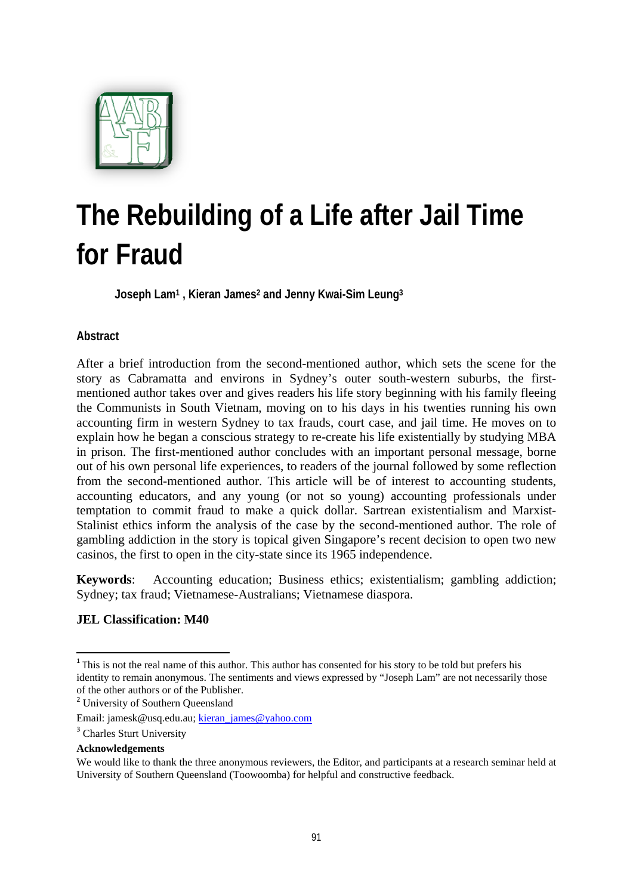# The Rebuilding of a Life after Jail Time for Fraud

**Joseph Lam[1] , Kieran James[2] and Jenny Kwai-Sim Leung[3]**

## Abstract

After a brief introduction from the second-mentioned author, which sets the scene for the story as Cabramatta and environs in Sydney's outer south-western suburbs, the first-mentioned author takes over and gives readers his life story beginning with his family fleeing the Communists in South Vietnam, moving on to his days in his twenties running his own accounting firm in western Sydney to tax frauds, court case, and jail time. He moves on to explain how he began a conscious strategy to re-create his life existentially by studying MBA in prison. The first-mentioned author concludes with an important personal message, borne out of his own personal life experiences, to readers of the journal followed by some reflection from the second-mentioned author. This article will be of interest to accounting students, accounting educators, and any young (or not so young) accounting professionals under temptation to commit fraud to make a quick dollar. Sartrean existentialism and Marxist-Stalinist ethics inform the analysis of the case by the second-mentioned author. The role of gambling addiction in the story is topical given Singapore's recent decision to open two new casinos, the first to open in the city-state since its 1965 independence.

**Keywords**: Accounting education; Business ethics; existentialism; gambling addiction; Sydney; tax fraud; Vietnamese-Australians; Vietnamese diaspora.

**JEL Classification: M40**

---

[1] This is not the real name of this author. This author has consented for his story to be told but prefers his identity to remain anonymous. The sentiments and views expressed by "Joseph Lam" are not necessarily those of the other authors or of the Publisher.

[2] University of Southern Queensland

Email: jamesk@usq.edu.au; kieran_james@yahoo.com

[3] Charles Sturt University

**Acknowledgements**

We would like to thank the three anonymous reviewers, the Editor, and participants at a research seminar held at University of Southern Queensland (Toowoomba) for helpful and constructive feedback.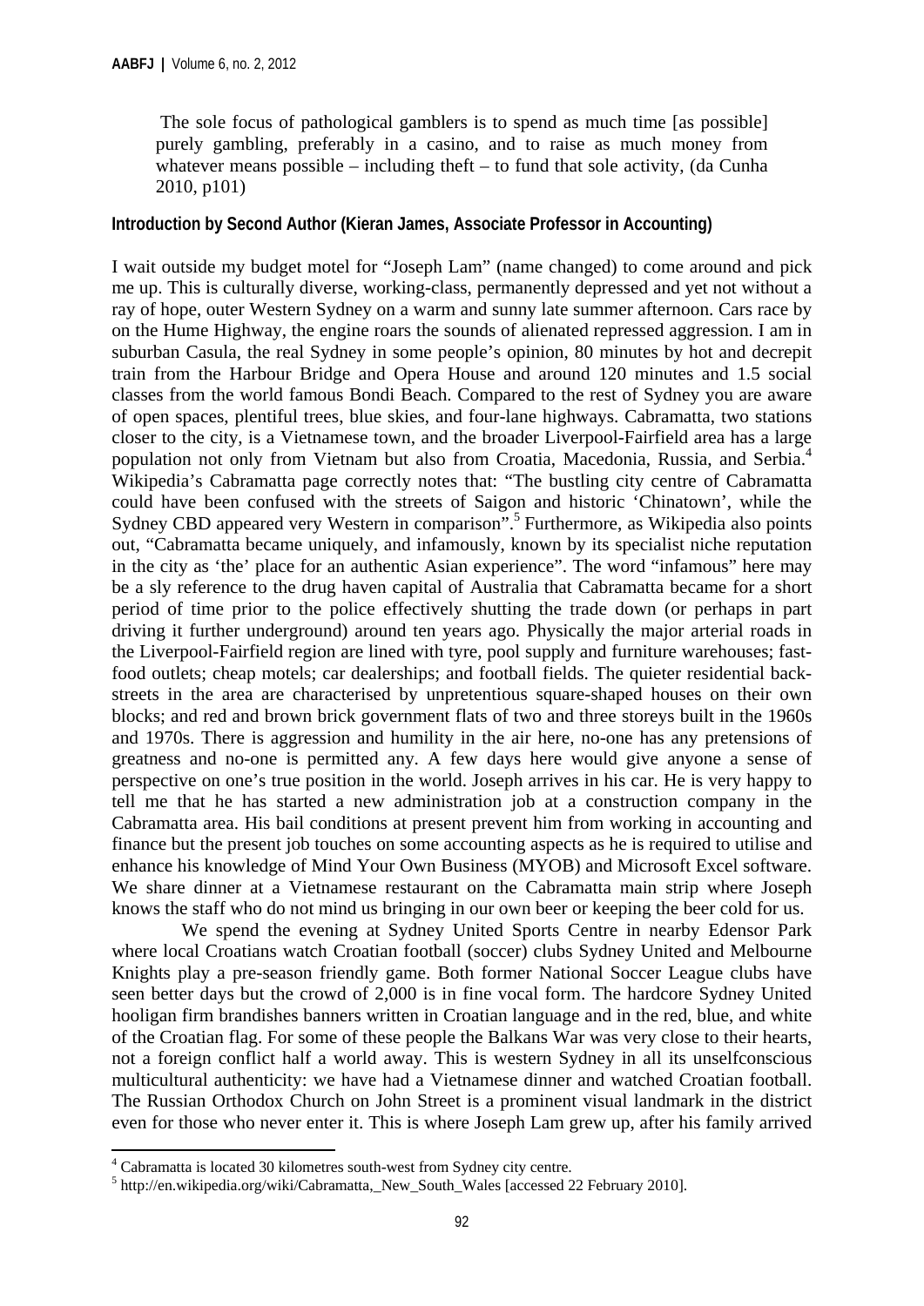> The sole focus of pathological gamblers is to spend as much time [as possible] purely gambling, preferably in a casino, and to raise as much money from whatever means possible – including theft – to fund that sole activity, (da Cunha 2010, p101)

**Introduction by Second Author (Kieran James, Associate Professor in Accounting)**

I wait outside my budget motel for "Joseph Lam" (name changed) to come around and pick me up. This is culturally diverse, working-class, permanently depressed and yet not without a ray of hope, outer Western Sydney on a warm and sunny late summer afternoon. Cars race by on the Hume Highway, the engine roars the sounds of alienated repressed aggression. I am in suburban Casula, the real Sydney in some people's opinion, 80 minutes by hot and decrepit train from the Harbour Bridge and Opera House and around 120 minutes and 1.5 social classes from the world famous Bondi Beach. Compared to the rest of Sydney you are aware of open spaces, plentiful trees, blue skies, and four-lane highways. Cabramatta, two stations closer to the city, is a Vietnamese town, and the broader Liverpool-Fairfield area has a large population not only from Vietnam but also from Croatia, Macedonia, Russia, and Serbia.[4] Wikipedia's Cabramatta page correctly notes that: "The bustling city centre of Cabramatta could have been confused with the streets of Saigon and historic 'Chinatown', while the Sydney CBD appeared very Western in comparison".[5] Furthermore, as Wikipedia also points out, "Cabramatta became uniquely, and infamously, known by its specialist niche reputation in the city as 'the' place for an authentic Asian experience". The word "infamous" here may be a sly reference to the drug haven capital of Australia that Cabramatta became for a short period of time prior to the police effectively shutting the trade down (or perhaps in part driving it further underground) around ten years ago. Physically the major arterial roads in the Liverpool-Fairfield region are lined with tyre, pool supply and furniture warehouses; fast-food outlets; cheap motels; car dealerships; and football fields. The quieter residential back-streets in the area are characterised by unpretentious square-shaped houses on their own blocks; and red and brown brick government flats of two and three storeys built in the 1960s and 1970s. There is aggression and humility in the air here, no-one has any pretensions of greatness and no-one is permitted any. A few days here would give anyone a sense of perspective on one's true position in the world. Joseph arrives in his car. He is very happy to tell me that he has started a new administration job at a construction company in the Cabramatta area. His bail conditions at present prevent him from working in accounting and finance but the present job touches on some accounting aspects as he is required to utilise and enhance his knowledge of Mind Your Own Business (MYOB) and Microsoft Excel software. We share dinner at a Vietnamese restaurant on the Cabramatta main strip where Joseph knows the staff who do not mind us bringing in our own beer or keeping the beer cold for us.

We spend the evening at Sydney United Sports Centre in nearby Edensor Park where local Croatians watch Croatian football (soccer) clubs Sydney United and Melbourne Knights play a pre-season friendly game. Both former National Soccer League clubs have seen better days but the crowd of 2,000 is in fine vocal form. The hardcore Sydney United hooligan firm brandishes banners written in Croatian language and in the red, blue, and white of the Croatian flag. For some of these people the Balkans War was very close to their hearts, not a foreign conflict half a world away. This is western Sydney in all its unselfconscious multicultural authenticity: we have had a Vietnamese dinner and watched Croatian football. The Russian Orthodox Church on John Street is a prominent visual landmark in the district even for those who never enter it. This is where Joseph Lam grew up, after his family arrived

[4] Cabramatta is located 30 kilometres south-west from Sydney city centre.

[5] http://en.wikipedia.org/wiki/Cabramatta,_New_South_Wales [accessed 22 February 2010].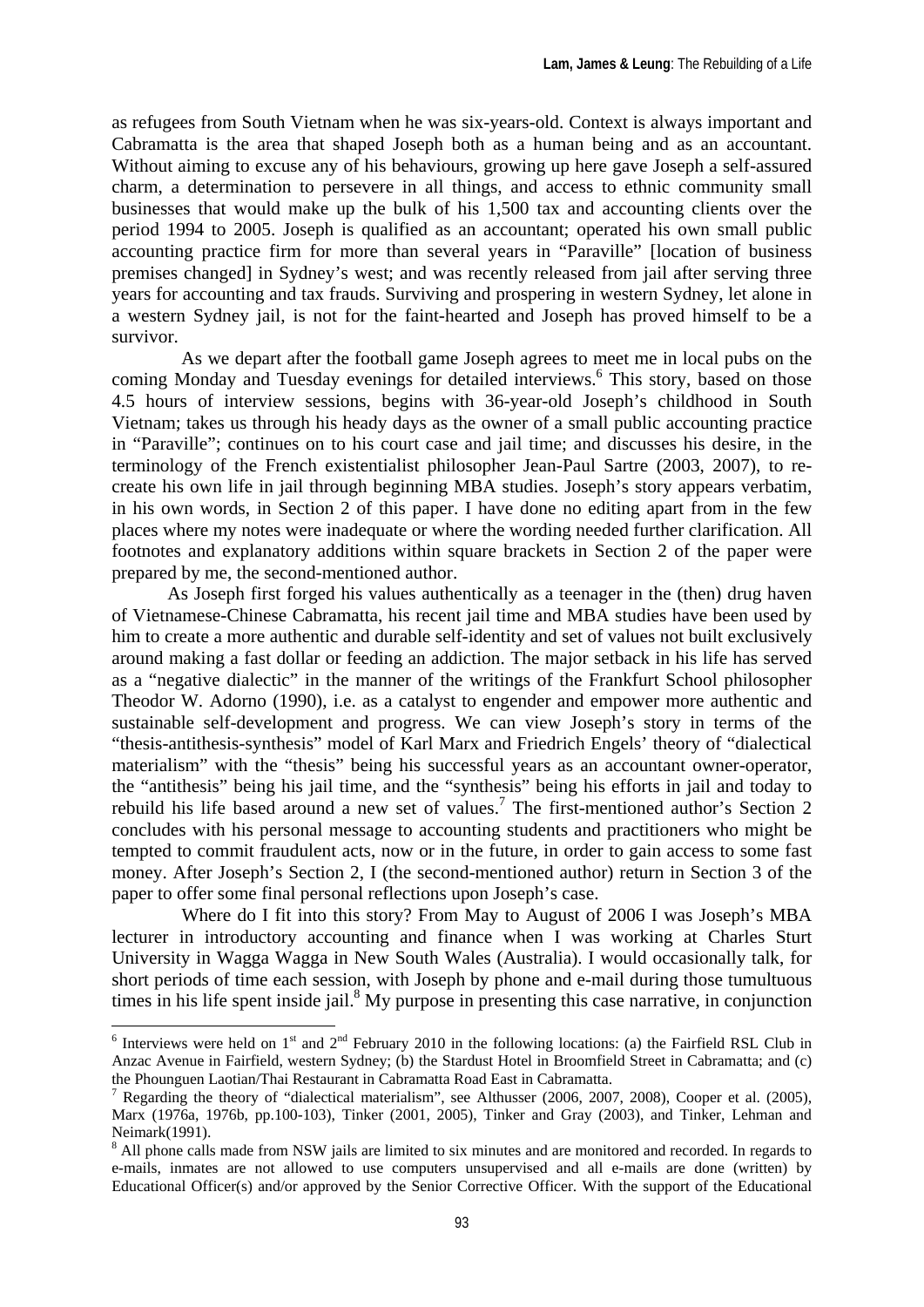as refugees from South Vietnam when he was six-years-old. Context is always important and Cabramatta is the area that shaped Joseph both as a human being and as an accountant. Without aiming to excuse any of his behaviours, growing up here gave Joseph a self-assured charm, a determination to persevere in all things, and access to ethnic community small businesses that would make up the bulk of his 1,500 tax and accounting clients over the period 1994 to 2005. Joseph is qualified as an accountant; operated his own small public accounting practice firm for more than several years in "Paraville" [location of business premises changed] in Sydney's west; and was recently released from jail after serving three years for accounting and tax frauds. Surviving and prospering in western Sydney, let alone in a western Sydney jail, is not for the faint-hearted and Joseph has proved himself to be a survivor.

As we depart after the football game Joseph agrees to meet me in local pubs on the coming Monday and Tuesday evenings for detailed interviews.[6] This story, based on those 4.5 hours of interview sessions, begins with 36-year-old Joseph's childhood in South Vietnam; takes us through his heady days as the owner of a small public accounting practice in "Paraville"; continues on to his court case and jail time; and discusses his desire, in the terminology of the French existentialist philosopher Jean-Paul Sartre (2003, 2007), to re-create his own life in jail through beginning MBA studies. Joseph's story appears verbatim, in his own words, in Section 2 of this paper. I have done no editing apart from in the few places where my notes were inadequate or where the wording needed further clarification. All footnotes and explanatory additions within square brackets in Section 2 of the paper were prepared by me, the second-mentioned author.

As Joseph first forged his values authentically as a teenager in the (then) drug haven of Vietnamese-Chinese Cabramatta, his recent jail time and MBA studies have been used by him to create a more authentic and durable self-identity and set of values not built exclusively around making a fast dollar or feeding an addiction. The major setback in his life has served as a "negative dialectic" in the manner of the writings of the Frankfurt School philosopher Theodor W. Adorno (1990), i.e. as a catalyst to engender and empower more authentic and sustainable self-development and progress. We can view Joseph's story in terms of the "thesis-antithesis-synthesis" model of Karl Marx and Friedrich Engels' theory of "dialectical materialism" with the "thesis" being his successful years as an accountant owner-operator, the "antithesis" being his jail time, and the "synthesis" being his efforts in jail and today to rebuild his life based around a new set of values.[7] The first-mentioned author's Section 2 concludes with his personal message to accounting students and practitioners who might be tempted to commit fraudulent acts, now or in the future, in order to gain access to some fast money. After Joseph's Section 2, I (the second-mentioned author) return in Section 3 of the paper to offer some final personal reflections upon Joseph's case.

Where do I fit into this story? From May to August of 2006 I was Joseph's MBA lecturer in introductory accounting and finance when I was working at Charles Sturt University in Wagga Wagga in New South Wales (Australia). I would occasionally talk, for short periods of time each session, with Joseph by phone and e-mail during those tumultuous times in his life spent inside jail.[8] My purpose in presenting this case narrative, in conjunction

---

[6] Interviews were held on 1st and 2nd February 2010 in the following locations: (a) the Fairfield RSL Club in Anzac Avenue in Fairfield, western Sydney; (b) the Stardust Hotel in Broomfield Street in Cabramatta; and (c) the Phounguen Laotian/Thai Restaurant in Cabramatta Road East in Cabramatta.

[7] Regarding the theory of "dialectical materialism", see Althusser (2006, 2007, 2008), Cooper et al. (2005), Marx (1976a, 1976b, pp.100-103), Tinker (2001, 2005), Tinker and Gray (2003), and Tinker, Lehman and Neimark(1991).

[8] All phone calls made from NSW jails are limited to six minutes and are monitored and recorded. In regards to e-mails, inmates are not allowed to use computers unsupervised and all e-mails are done (written) by Educational Officer(s) and/or approved by the Senior Corrective Officer. With the support of the Educational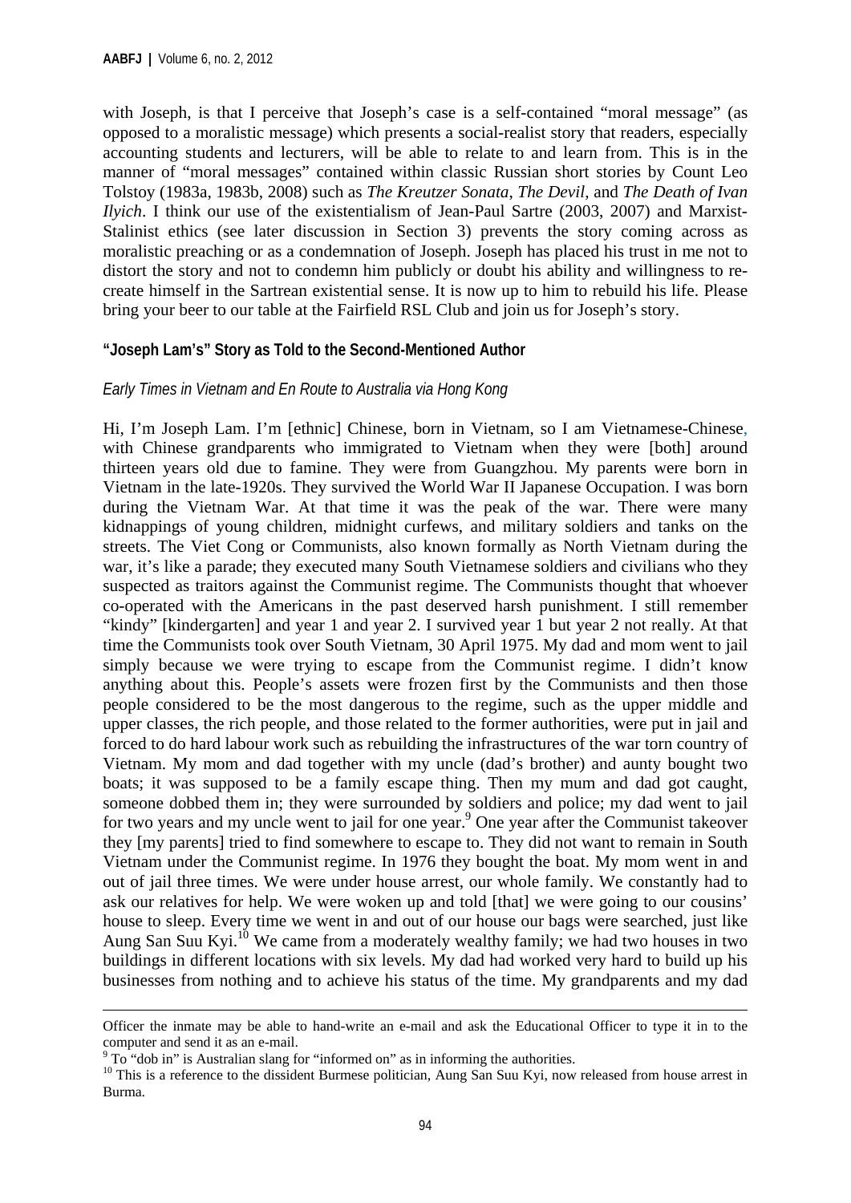with Joseph, is that I perceive that Joseph's case is a self-contained "moral message" (as opposed to a moralistic message) which presents a social-realist story that readers, especially accounting students and lecturers, will be able to relate to and learn from. This is in the manner of "moral messages" contained within classic Russian short stories by Count Leo Tolstoy (1983a, 1983b, 2008) such as *The Kreutzer Sonata*, *The Devil*, and *The Death of Ivan Ilyich*. I think our use of the existentialism of Jean-Paul Sartre (2003, 2007) and Marxist-Stalinist ethics (see later discussion in Section 3) prevents the story coming across as moralistic preaching or as a condemnation of Joseph. Joseph has placed his trust in me not to distort the story and not to condemn him publicly or doubt his ability and willingness to re-create himself in the Sartrean existential sense. It is now up to him to rebuild his life. Please bring your beer to our table at the Fairfield RSL Club and join us for Joseph's story.

## "Joseph Lam's" Story as Told to the Second-Mentioned Author

### *Early Times in Vietnam and En Route to Australia via Hong Kong*

Hi, I'm Joseph Lam. I'm [ethnic] Chinese, born in Vietnam, so I am Vietnamese-Chinese, with Chinese grandparents who immigrated to Vietnam when they were [both] around thirteen years old due to famine. They were from Guangzhou. My parents were born in Vietnam in the late-1920s. They survived the World War II Japanese Occupation. I was born during the Vietnam War. At that time it was the peak of the war. There were many kidnappings of young children, midnight curfews, and military soldiers and tanks on the streets. The Viet Cong or Communists, also known formally as North Vietnam during the war, it's like a parade; they executed many South Vietnamese soldiers and civilians who they suspected as traitors against the Communist regime. The Communists thought that whoever co-operated with the Americans in the past deserved harsh punishment. I still remember "kindy" [kindergarten] and year 1 and year 2. I survived year 1 but year 2 not really. At that time the Communists took over South Vietnam, 30 April 1975. My dad and mom went to jail simply because we were trying to escape from the Communist regime. I didn't know anything about this. People's assets were frozen first by the Communists and then those people considered to be the most dangerous to the regime, such as the upper middle and upper classes, the rich people, and those related to the former authorities, were put in jail and forced to do hard labour work such as rebuilding the infrastructures of the war torn country of Vietnam. My mom and dad together with my uncle (dad's brother) and aunty bought two boats; it was supposed to be a family escape thing. Then my mum and dad got caught, someone dobbed them in; they were surrounded by soldiers and police; my dad went to jail for two years and my uncle went to jail for one year.[9] One year after the Communist takeover they [my parents] tried to find somewhere to escape to. They did not want to remain in South Vietnam under the Communist regime. In 1976 they bought the boat. My mom went in and out of jail three times. We were under house arrest, our whole family. We constantly had to ask our relatives for help. We were woken up and told [that] we were going to our cousins' house to sleep. Every time we went in and out of our house our bags were searched, just like Aung San Suu Kyi.[10] We came from a moderately wealthy family; we had two houses in two buildings in different locations with six levels. My dad had worked very hard to build up his businesses from nothing and to achieve his status of the time. My grandparents and my dad

---

Officer the inmate may be able to hand-write an e-mail and ask the Educational Officer to type it in to the computer and send it as an e-mail.

[9] To "dob in" is Australian slang for "informed on" as in informing the authorities.

[10] This is a reference to the dissident Burmese politician, Aung San Suu Kyi, now released from house arrest in Burma.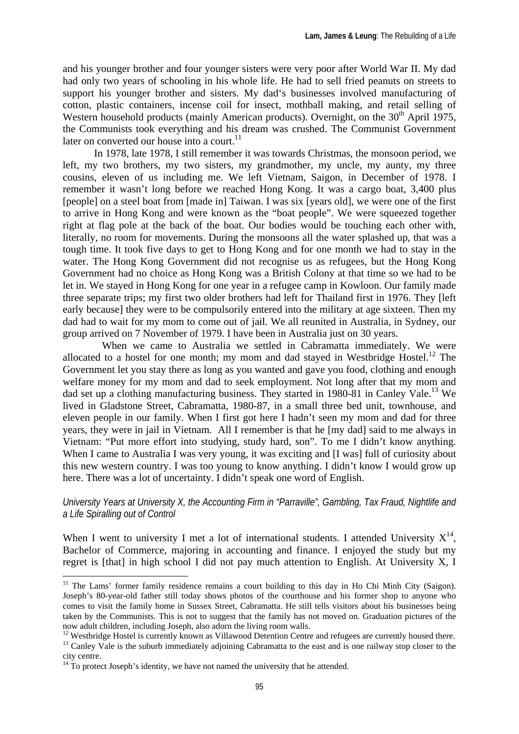and his younger brother and four younger sisters were very poor after World War II. My dad had only two years of schooling in his whole life. He had to sell fried peanuts on streets to support his younger brother and sisters. My dad's businesses involved manufacturing of cotton, plastic containers, incense coil for insect, mothball making, and retail selling of Western household products (mainly American products). Overnight, on the 30th April 1975, the Communists took everything and his dream was crushed. The Communist Government later on converted our house into a court.[11]

In 1978, late 1978, I still remember it was towards Christmas, the monsoon period, we left, my two brothers, my two sisters, my grandmother, my uncle, my aunty, my three cousins, eleven of us including me. We left Vietnam, Saigon, in December of 1978. I remember it wasn't long before we reached Hong Kong. It was a cargo boat, 3,400 plus [people] on a steel boat from [made in] Taiwan. I was six [years old], we were one of the first to arrive in Hong Kong and were known as the "boat people". We were squeezed together right at flag pole at the back of the boat. Our bodies would be touching each other with, literally, no room for movements. During the monsoons all the water splashed up, that was a tough time. It took five days to get to Hong Kong and for one month we had to stay in the water. The Hong Kong Government did not recognise us as refugees, but the Hong Kong Government had no choice as Hong Kong was a British Colony at that time so we had to be let in. We stayed in Hong Kong for one year in a refugee camp in Kowloon. Our family made three separate trips; my first two older brothers had left for Thailand first in 1976. They [left early because] they were to be compulsorily entered into the military at age sixteen. Then my dad had to wait for my mom to come out of jail. We all reunited in Australia, in Sydney, our group arrived on 7 November of 1979. I have been in Australia just on 30 years.

When we came to Australia we settled in Cabramatta immediately. We were allocated to a hostel for one month; my mom and dad stayed in Westbridge Hostel.[12] The Government let you stay there as long as you wanted and gave you food, clothing and enough welfare money for my mom and dad to seek employment. Not long after that my mom and dad set up a clothing manufacturing business. They started in 1980-81 in Canley Vale.[13] We lived in Gladstone Street, Cabramatta, 1980-87, in a small three bed unit, townhouse, and eleven people in our family. When I first got here I hadn't seen my mom and dad for three years, they were in jail in Vietnam. All I remember is that he [my dad] said to me always in Vietnam: "Put more effort into studying, study hard, son". To me I didn't know anything. When I came to Australia I was very young, it was exciting and [I was] full of curiosity about this new western country. I was too young to know anything. I didn't know I would grow up here. There was a lot of uncertainty. I didn't speak one word of English.

### *University Years at University X, the Accounting Firm in "Parraville", Gambling, Tax Fraud, Nightlife and a Life Spiralling out of Control*

When I went to university I met a lot of international students. I attended University X[14], Bachelor of Commerce, majoring in accounting and finance. I enjoyed the study but my regret is [that] in high school I did not pay much attention to English. At University X, I

---

[11] The Lams' former family residence remains a court building to this day in Ho Chi Minh City (Saigon). Joseph's 80-year-old father still today shows photos of the courthouse and his former shop to anyone who comes to visit the family home in Sussex Street, Cabramatta. He still tells visitors about his businesses being taken by the Communists. This is not to suggest that the family has not moved on. Graduation pictures of the now adult children, including Joseph, also adorn the living room walls.

[12] Westbridge Hostel is currently known as Villawood Detention Centre and refugees are currently housed there.

[13] Canley Vale is the suburb immediately adjoining Cabramatta to the east and is one railway stop closer to the city centre.

[14] To protect Joseph's identity, we have not named the university that he attended.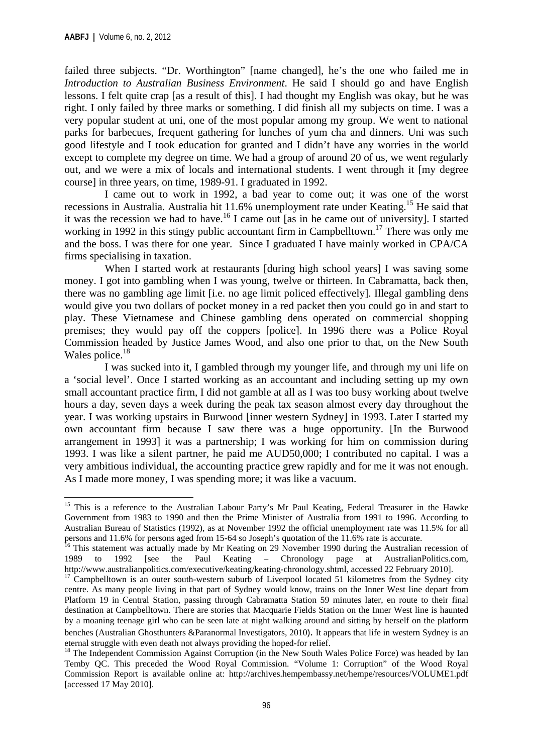failed three subjects. "Dr. Worthington" [name changed], he's the one who failed me in *Introduction to Australian Business Environment*. He said I should go and have English lessons. I felt quite crap [as a result of this]. I had thought my English was okay, but he was right. I only failed by three marks or something. I did finish all my subjects on time. I was a very popular student at uni, one of the most popular among my group. We went to national parks for barbecues, frequent gathering for lunches of yum cha and dinners. Uni was such good lifestyle and I took education for granted and I didn't have any worries in the world except to complete my degree on time. We had a group of around 20 of us, we went regularly out, and we were a mix of locals and international students. I went through it [my degree course] in three years, on time, 1989-91. I graduated in 1992.

I came out to work in 1992, a bad year to come out; it was one of the worst recessions in Australia. Australia hit 11.6% unemployment rate under Keating.[15] He said that it was the recession we had to have.[16] I came out [as in he came out of university]. I started working in 1992 in this stingy public accountant firm in Campbelltown.[17] There was only me and the boss. I was there for one year. Since I graduated I have mainly worked in CPA/CA firms specialising in taxation.

When I started work at restaurants [during high school years] I was saving some money. I got into gambling when I was young, twelve or thirteen. In Cabramatta, back then, there was no gambling age limit [i.e. no age limit policed effectively]. Illegal gambling dens would give you two dollars of pocket money in a red packet then you could go in and start to play. These Vietnamese and Chinese gambling dens operated on commercial shopping premises; they would pay off the coppers [police]. In 1996 there was a Police Royal Commission headed by Justice James Wood, and also one prior to that, on the New South Wales police.[18]

I was sucked into it, I gambled through my younger life, and through my uni life on a 'social level'. Once I started working as an accountant and including setting up my own small accountant practice firm, I did not gamble at all as I was too busy working about twelve hours a day, seven days a week during the peak tax season almost every day throughout the year. I was working upstairs in Burwood [inner western Sydney] in 1993. Later I started my own accountant firm because I saw there was a huge opportunity. [In the Burwood arrangement in 1993] it was a partnership; I was working for him on commission during 1993. I was like a silent partner, he paid me AUD50,000; I contributed no capital. I was a very ambitious individual, the accounting practice grew rapidly and for me it was not enough. As I made more money, I was spending more; it was like a vacuum.

---

[15] This is a reference to the Australian Labour Party's Mr Paul Keating, Federal Treasurer in the Hawke Government from 1983 to 1990 and then the Prime Minister of Australia from 1991 to 1996. According to Australian Bureau of Statistics (1992), as at November 1992 the official unemployment rate was 11.5% for all persons and 11.6% for persons aged from 15-64 so Joseph's quotation of the 11.6% rate is accurate.

[16] This statement was actually made by Mr Keating on 29 November 1990 during the Australian recession of 1989 to 1992 [see the Paul Keating – Chronology page at AustralianPolitics.com, http://www.australianpolitics.com/executive/keating/keating-chronology.shtml, accessed 22 February 2010].

[17] Campbelltown is an outer south-western suburb of Liverpool located 51 kilometres from the Sydney city centre. As many people living in that part of Sydney would know, trains on the Inner West line depart from Platform 19 in Central Station, passing through Cabramatta Station 59 minutes later, en route to their final destination at Campbelltown. There are stories that Macquarie Fields Station on the Inner West line is haunted by a moaning teenage girl who can be seen late at night walking around and sitting by herself on the platform benches (Australian Ghosthunters &Paranormal Investigators, 2010). It appears that life in western Sydney is an eternal struggle with even death not always providing the hoped-for relief.

[18] The Independent Commission Against Corruption (in the New South Wales Police Force) was headed by Ian Temby QC. This preceded the Wood Royal Commission. "Volume 1: Corruption" of the Wood Royal Commission Report is available online at: http://archives.hempembassy.net/hempe/resources/VOLUME1.pdf [accessed 17 May 2010].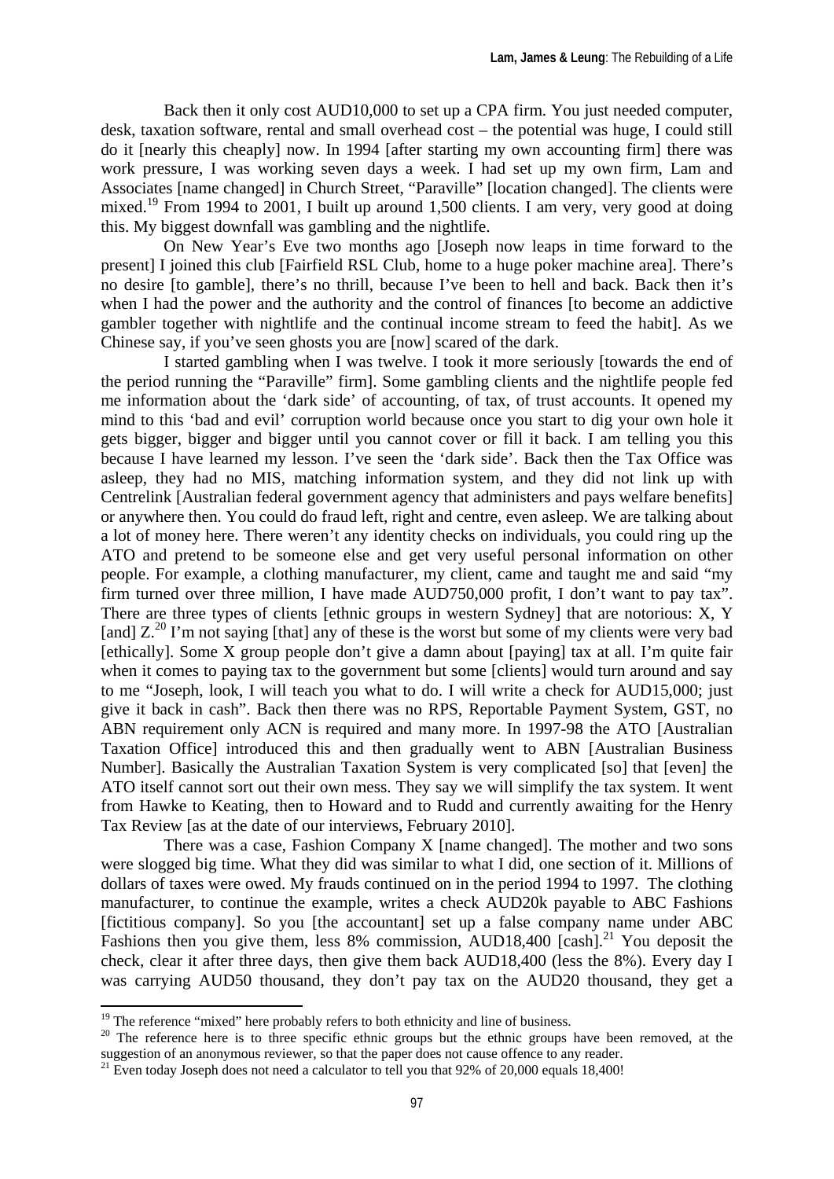Back then it only cost AUD10,000 to set up a CPA firm. You just needed computer, desk, taxation software, rental and small overhead cost – the potential was huge, I could still do it [nearly this cheaply] now. In 1994 [after starting my own accounting firm] there was work pressure, I was working seven days a week. I had set up my own firm, Lam and Associates [name changed] in Church Street, "Paraville" [location changed]. The clients were mixed.[19] From 1994 to 2001, I built up around 1,500 clients. I am very, very good at doing this. My biggest downfall was gambling and the nightlife.

On New Year's Eve two months ago [Joseph now leaps in time forward to the present] I joined this club [Fairfield RSL Club, home to a huge poker machine area]. There's no desire [to gamble], there's no thrill, because I've been to hell and back. Back then it's when I had the power and the authority and the control of finances [to become an addictive gambler together with nightlife and the continual income stream to feed the habit]. As we Chinese say, if you've seen ghosts you are [now] scared of the dark.

I started gambling when I was twelve. I took it more seriously [towards the end of the period running the "Paraville" firm]. Some gambling clients and the nightlife people fed me information about the 'dark side' of accounting, of tax, of trust accounts. It opened my mind to this 'bad and evil' corruption world because once you start to dig your own hole it gets bigger, bigger and bigger until you cannot cover or fill it back. I am telling you this because I have learned my lesson. I've seen the 'dark side'. Back then the Tax Office was asleep, they had no MIS, matching information system, and they did not link up with Centrelink [Australian federal government agency that administers and pays welfare benefits] or anywhere then. You could do fraud left, right and centre, even asleep. We are talking about a lot of money here. There weren't any identity checks on individuals, you could ring up the ATO and pretend to be someone else and get very useful personal information on other people. For example, a clothing manufacturer, my client, came and taught me and said "my firm turned over three million, I have made AUD750,000 profit, I don't want to pay tax". There are three types of clients [ethnic groups in western Sydney] that are notorious: X, Y [and] Z.[20] I'm not saying [that] any of these is the worst but some of my clients were very bad [ethically]. Some X group people don't give a damn about [paying] tax at all. I'm quite fair when it comes to paying tax to the government but some [clients] would turn around and say to me "Joseph, look, I will teach you what to do. I will write a check for AUD15,000; just give it back in cash". Back then there was no RPS, Reportable Payment System, GST, no ABN requirement only ACN is required and many more. In 1997-98 the ATO [Australian Taxation Office] introduced this and then gradually went to ABN [Australian Business Number]. Basically the Australian Taxation System is very complicated [so] that [even] the ATO itself cannot sort out their own mess. They say we will simplify the tax system. It went from Hawke to Keating, then to Howard and to Rudd and currently awaiting for the Henry Tax Review [as at the date of our interviews, February 2010].

There was a case, Fashion Company X [name changed]. The mother and two sons were slogged big time. What they did was similar to what I did, one section of it. Millions of dollars of taxes were owed. My frauds continued on in the period 1994 to 1997. The clothing manufacturer, to continue the example, writes a check AUD20k payable to ABC Fashions [fictitious company]. So you [the accountant] set up a false company name under ABC Fashions then you give them, less 8% commission, AUD18,400 [cash].[21] You deposit the check, clear it after three days, then give them back AUD18,400 (less the 8%). Every day I was carrying AUD50 thousand, they don't pay tax on the AUD20 thousand, they get a

[19] The reference "mixed" here probably refers to both ethnicity and line of business.

[20] The reference here is to three specific ethnic groups but the ethnic groups have been removed, at the suggestion of an anonymous reviewer, so that the paper does not cause offence to any reader.

[21] Even today Joseph does not need a calculator to tell you that 92% of 20,000 equals 18,400!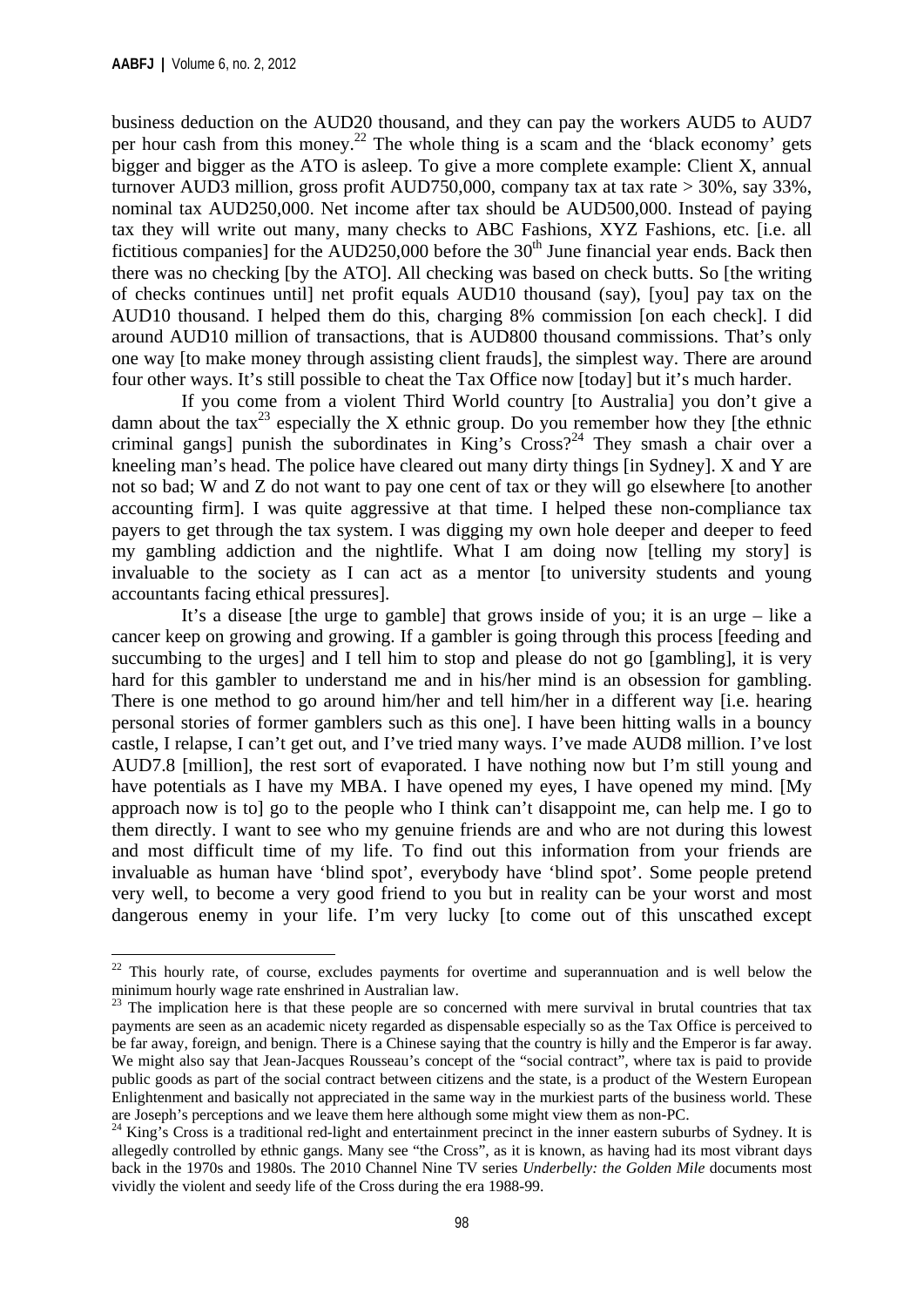business deduction on the AUD20 thousand, and they can pay the workers AUD5 to AUD7 per hour cash from this money.[22] The whole thing is a scam and the 'black economy' gets bigger and bigger as the ATO is asleep. To give a more complete example: Client X, annual turnover AUD3 million, gross profit AUD750,000, company tax at tax rate > 30%, say 33%, nominal tax AUD250,000. Net income after tax should be AUD500,000. Instead of paying tax they will write out many, many checks to ABC Fashions, XYZ Fashions, etc. [i.e. all fictitious companies] for the AUD250,000 before the 30th June financial year ends. Back then there was no checking [by the ATO]. All checking was based on check butts. So [the writing of checks continues until] net profit equals AUD10 thousand (say), [you] pay tax on the AUD10 thousand. I helped them do this, charging 8% commission [on each check]. I did around AUD10 million of transactions, that is AUD800 thousand commissions. That's only one way [to make money through assisting client frauds], the simplest way. There are around four other ways. It's still possible to cheat the Tax Office now [today] but it's much harder.

If you come from a violent Third World country [to Australia] you don't give a damn about the tax[23] especially the X ethnic group. Do you remember how they [the ethnic criminal gangs] punish the subordinates in King's Cross?[24] They smash a chair over a kneeling man's head. The police have cleared out many dirty things [in Sydney]. X and Y are not so bad; W and Z do not want to pay one cent of tax or they will go elsewhere [to another accounting firm]. I was quite aggressive at that time. I helped these non-compliance tax payers to get through the tax system. I was digging my own hole deeper and deeper to feed my gambling addiction and the nightlife. What I am doing now [telling my story] is invaluable to the society as I can act as a mentor [to university students and young accountants facing ethical pressures].

It's a disease [the urge to gamble] that grows inside of you; it is an urge – like a cancer keep on growing and growing. If a gambler is going through this process [feeding and succumbing to the urges] and I tell him to stop and please do not go [gambling], it is very hard for this gambler to understand me and in his/her mind is an obsession for gambling. There is one method to go around him/her and tell him/her in a different way [i.e. hearing personal stories of former gamblers such as this one]. I have been hitting walls in a bouncy castle, I relapse, I can't get out, and I've tried many ways. I've made AUD8 million. I've lost AUD7.8 [million], the rest sort of evaporated. I have nothing now but I'm still young and have potentials as I have my MBA. I have opened my eyes, I have opened my mind. [My approach now is to] go to the people who I think can't disappoint me, can help me. I go to them directly. I want to see who my genuine friends are and who are not during this lowest and most difficult time of my life. To find out this information from your friends are invaluable as human have 'blind spot', everybody have 'blind spot'. Some people pretend very well, to become a very good friend to you but in reality can be your worst and most dangerous enemy in your life. I'm very lucky [to come out of this unscathed except

---

[22] This hourly rate, of course, excludes payments for overtime and superannuation and is well below the minimum hourly wage rate enshrined in Australian law.

[23] The implication here is that these people are so concerned with mere survival in brutal countries that tax payments are seen as an academic nicety regarded as dispensable especially so as the Tax Office is perceived to be far away, foreign, and benign. There is a Chinese saying that the country is hilly and the Emperor is far away. We might also say that Jean-Jacques Rousseau's concept of the "social contract", where tax is paid to provide public goods as part of the social contract between citizens and the state, is a product of the Western European Enlightenment and basically not appreciated in the same way in the murkiest parts of the business world. These are Joseph's perceptions and we leave them here although some might view them as non-PC.

[24] King's Cross is a traditional red-light and entertainment precinct in the inner eastern suburbs of Sydney. It is allegedly controlled by ethnic gangs. Many see "the Cross", as it is known, as having had its most vibrant days back in the 1970s and 1980s. The 2010 Channel Nine TV series *Underbelly: the Golden Mile* documents most vividly the violent and seedy life of the Cross during the era 1988-99.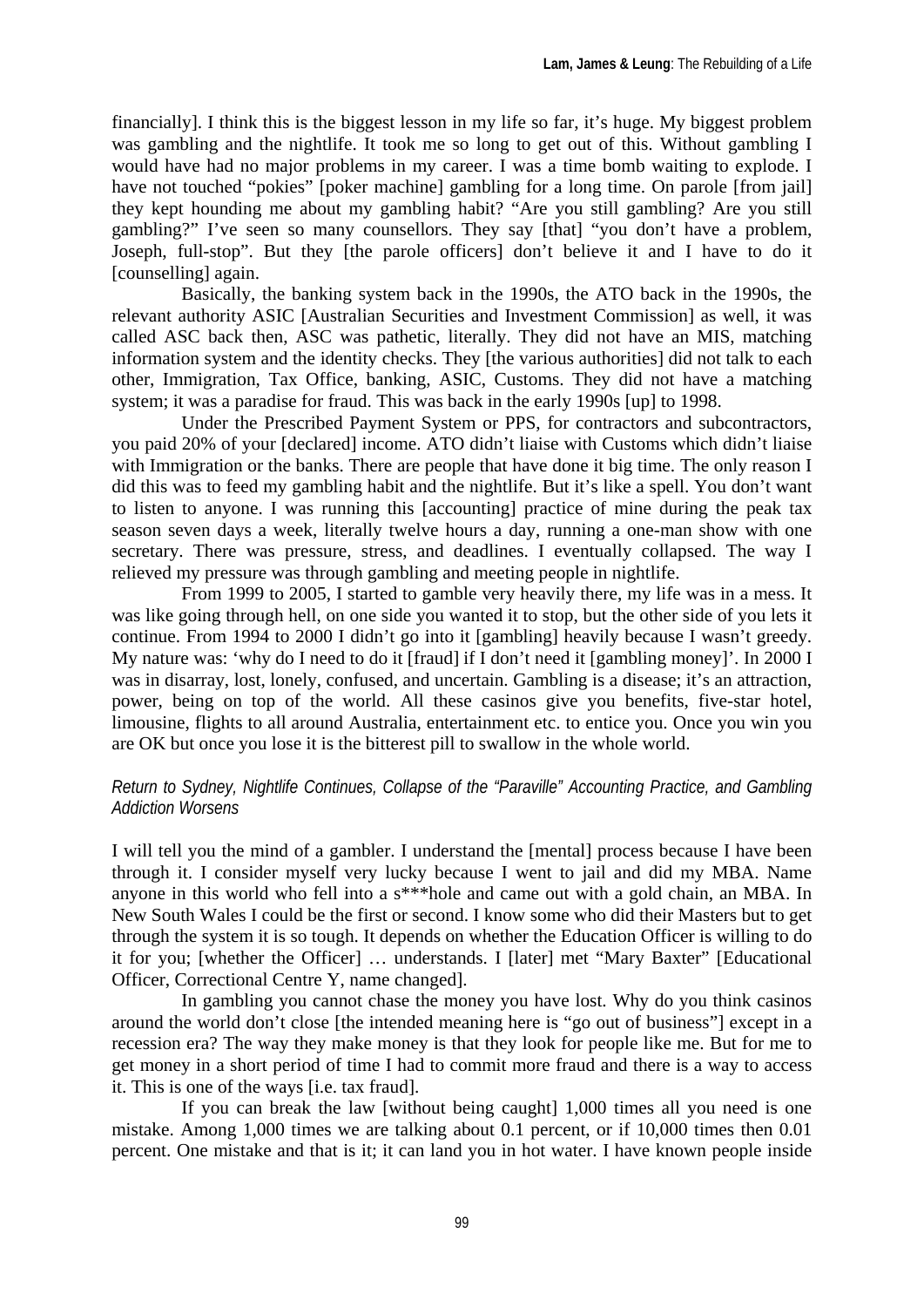financially]. I think this is the biggest lesson in my life so far, it's huge. My biggest problem was gambling and the nightlife. It took me so long to get out of this. Without gambling I would have had no major problems in my career. I was a time bomb waiting to explode. I have not touched "pokies" [poker machine] gambling for a long time. On parole [from jail] they kept hounding me about my gambling habit? "Are you still gambling? Are you still gambling?" I've seen so many counsellors. They say [that] "you don't have a problem, Joseph, full-stop". But they [the parole officers] don't believe it and I have to do it [counselling] again.

Basically, the banking system back in the 1990s, the ATO back in the 1990s, the relevant authority ASIC [Australian Securities and Investment Commission] as well, it was called ASC back then, ASC was pathetic, literally. They did not have an MIS, matching information system and the identity checks. They [the various authorities] did not talk to each other, Immigration, Tax Office, banking, ASIC, Customs. They did not have a matching system; it was a paradise for fraud. This was back in the early 1990s [up] to 1998.

Under the Prescribed Payment System or PPS, for contractors and subcontractors, you paid 20% of your [declared] income. ATO didn't liaise with Customs which didn't liaise with Immigration or the banks. There are people that have done it big time. The only reason I did this was to feed my gambling habit and the nightlife. But it's like a spell. You don't want to listen to anyone. I was running this [accounting] practice of mine during the peak tax season seven days a week, literally twelve hours a day, running a one-man show with one secretary. There was pressure, stress, and deadlines. I eventually collapsed. The way I relieved my pressure was through gambling and meeting people in nightlife.

From 1999 to 2005, I started to gamble very heavily there, my life was in a mess. It was like going through hell, on one side you wanted it to stop, but the other side of you lets it continue. From 1994 to 2000 I didn't go into it [gambling] heavily because I wasn't greedy. My nature was: 'why do I need to do it [fraud] if I don't need it [gambling money]'. In 2000 I was in disarray, lost, lonely, confused, and uncertain. Gambling is a disease; it's an attraction, power, being on top of the world. All these casinos give you benefits, five-star hotel, limousine, flights to all around Australia, entertainment etc. to entice you. Once you win you are OK but once you lose it is the bitterest pill to swallow in the whole world.

*Return to Sydney, Nightlife Continues, Collapse of the "Paraville" Accounting Practice, and Gambling Addiction Worsens*

I will tell you the mind of a gambler. I understand the [mental] process because I have been through it. I consider myself very lucky because I went to jail and did my MBA. Name anyone in this world who fell into a s***hole and came out with a gold chain, an MBA. In New South Wales I could be the first or second. I know some who did their Masters but to get through the system it is so tough. It depends on whether the Education Officer is willing to do it for you; [whether the Officer] … understands. I [later] met "Mary Baxter" [Educational Officer, Correctional Centre Y, name changed].

In gambling you cannot chase the money you have lost. Why do you think casinos around the world don't close [the intended meaning here is "go out of business"] except in a recession era? The way they make money is that they look for people like me. But for me to get money in a short period of time I had to commit more fraud and there is a way to access it. This is one of the ways [i.e. tax fraud].

If you can break the law [without being caught] 1,000 times all you need is one mistake. Among 1,000 times we are talking about 0.1 percent, or if 10,000 times then 0.01 percent. One mistake and that is it; it can land you in hot water. I have known people inside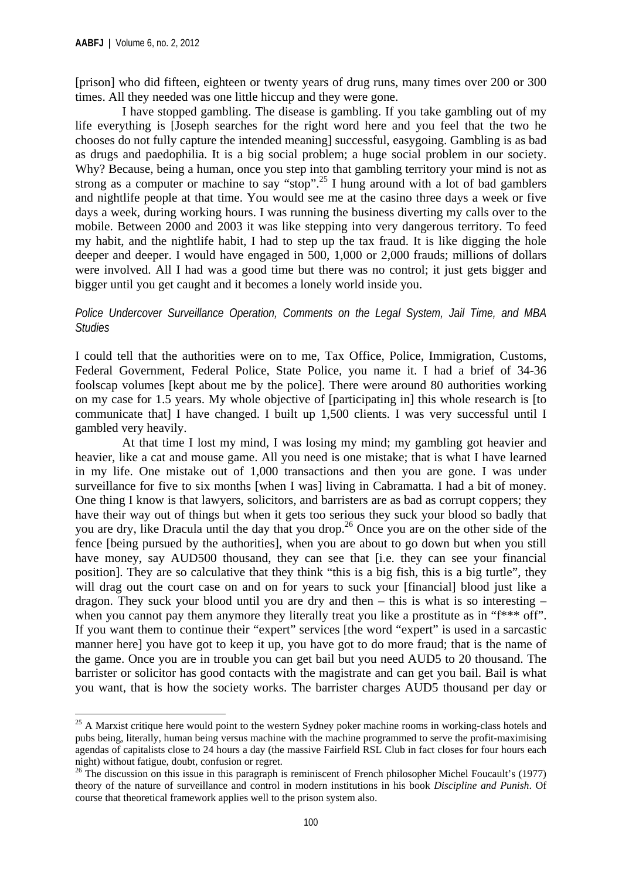[prison] who did fifteen, eighteen or twenty years of drug runs, many times over 200 or 300 times. All they needed was one little hiccup and they were gone.

I have stopped gambling. The disease is gambling. If you take gambling out of my life everything is [Joseph searches for the right word here and you feel that the two he chooses do not fully capture the intended meaning] successful, easygoing. Gambling is as bad as drugs and paedophilia. It is a big social problem; a huge social problem in our society. Why? Because, being a human, once you step into that gambling territory your mind is not as strong as a computer or machine to say "stop".[25] I hung around with a lot of bad gamblers and nightlife people at that time. You would see me at the casino three days a week or five days a week, during working hours. I was running the business diverting my calls over to the mobile. Between 2000 and 2003 it was like stepping into very dangerous territory. To feed my habit, and the nightlife habit, I had to step up the tax fraud. It is like digging the hole deeper and deeper. I would have engaged in 500, 1,000 or 2,000 frauds; millions of dollars were involved. All I had was a good time but there was no control; it just gets bigger and bigger until you get caught and it becomes a lonely world inside you.

*Police Undercover Surveillance Operation, Comments on the Legal System, Jail Time, and MBA Studies*

I could tell that the authorities were on to me, Tax Office, Police, Immigration, Customs, Federal Government, Federal Police, State Police, you name it. I had a brief of 34-36 foolscap volumes [kept about me by the police]. There were around 80 authorities working on my case for 1.5 years. My whole objective of [participating in] this whole research is [to communicate that] I have changed. I built up 1,500 clients. I was very successful until I gambled very heavily.

At that time I lost my mind, I was losing my mind; my gambling got heavier and heavier, like a cat and mouse game. All you need is one mistake; that is what I have learned in my life. One mistake out of 1,000 transactions and then you are gone. I was under surveillance for five to six months [when I was] living in Cabramatta. I had a bit of money. One thing I know is that lawyers, solicitors, and barristers are as bad as corrupt coppers; they have their way out of things but when it gets too serious they suck your blood so badly that you are dry, like Dracula until the day that you drop.[26] Once you are on the other side of the fence [being pursued by the authorities], when you are about to go down but when you still have money, say AUD500 thousand, they can see that [i.e. they can see your financial position]. They are so calculative that they think "this is a big fish, this is a big turtle", they will drag out the court case on and on for years to suck your [financial] blood just like a dragon. They suck your blood until you are dry and then – this is what is so interesting – when you cannot pay them anymore they literally treat you like a prostitute as in "f*** off". If you want them to continue their "expert" services [the word "expert" is used in a sarcastic manner here] you have got to keep it up, you have got to do more fraud; that is the name of the game. Once you are in trouble you can get bail but you need AUD5 to 20 thousand. The barrister or solicitor has good contacts with the magistrate and can get you bail. Bail is what you want, that is how the society works. The barrister charges AUD5 thousand per day or

---

[25] A Marxist critique here would point to the western Sydney poker machine rooms in working-class hotels and pubs being, literally, human being versus machine with the machine programmed to serve the profit-maximising agendas of capitalists close to 24 hours a day (the massive Fairfield RSL Club in fact closes for four hours each night) without fatigue, doubt, confusion or regret.

[26] The discussion on this issue in this paragraph is reminiscent of French philosopher Michel Foucault's (1977) theory of the nature of surveillance and control in modern institutions in his book *Discipline and Punish*. Of course that theoretical framework applies well to the prison system also.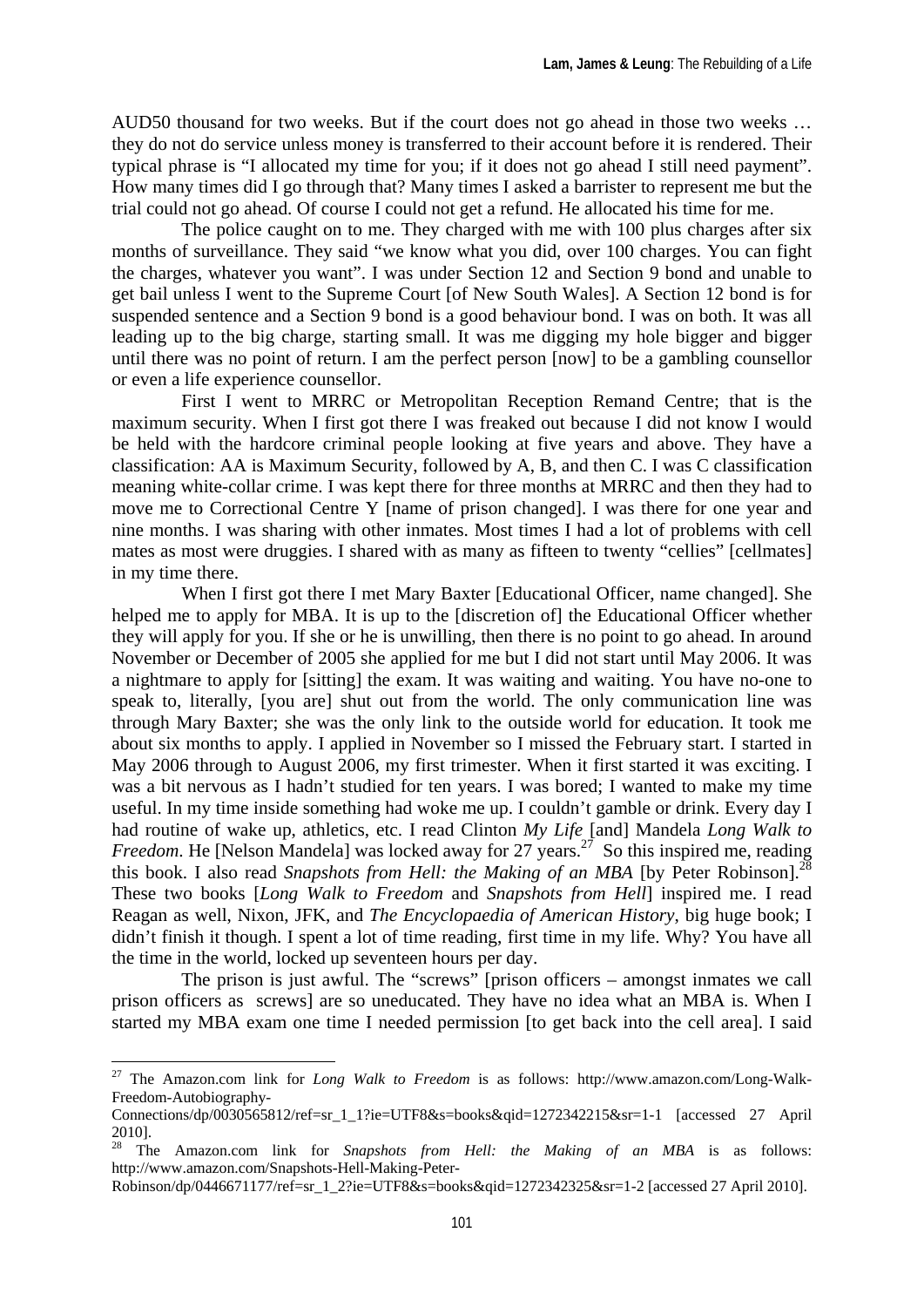AUD50 thousand for two weeks. But if the court does not go ahead in those two weeks … they do not do service unless money is transferred to their account before it is rendered. Their typical phrase is "I allocated my time for you; if it does not go ahead I still need payment". How many times did I go through that? Many times I asked a barrister to represent me but the trial could not go ahead. Of course I could not get a refund. He allocated his time for me.

The police caught on to me. They charged with me with 100 plus charges after six months of surveillance. They said "we know what you did, over 100 charges. You can fight the charges, whatever you want". I was under Section 12 and Section 9 bond and unable to get bail unless I went to the Supreme Court [of New South Wales]. A Section 12 bond is for suspended sentence and a Section 9 bond is a good behaviour bond. I was on both. It was all leading up to the big charge, starting small. It was me digging my hole bigger and bigger until there was no point of return. I am the perfect person [now] to be a gambling counsellor or even a life experience counsellor.

First I went to MRRC or Metropolitan Reception Remand Centre; that is the maximum security. When I first got there I was freaked out because I did not know I would be held with the hardcore criminal people looking at five years and above. They have a classification: AA is Maximum Security, followed by A, B, and then C. I was C classification meaning white-collar crime. I was kept there for three months at MRRC and then they had to move me to Correctional Centre Y [name of prison changed]. I was there for one year and nine months. I was sharing with other inmates. Most times I had a lot of problems with cell mates as most were druggies. I shared with as many as fifteen to twenty "cellies" [cellmates] in my time there.

When I first got there I met Mary Baxter [Educational Officer, name changed]. She helped me to apply for MBA. It is up to the [discretion of] the Educational Officer whether they will apply for you. If she or he is unwilling, then there is no point to go ahead. In around November or December of 2005 she applied for me but I did not start until May 2006. It was a nightmare to apply for [sitting] the exam. It was waiting and waiting. You have no-one to speak to, literally, [you are] shut out from the world. The only communication line was through Mary Baxter; she was the only link to the outside world for education. It took me about six months to apply. I applied in November so I missed the February start. I started in May 2006 through to August 2006, my first trimester. When it first started it was exciting. I was a bit nervous as I hadn't studied for ten years. I was bored; I wanted to make my time useful. In my time inside something had woke me up. I couldn't gamble or drink. Every day I had routine of wake up, athletics, etc. I read Clinton *My Life* [and] Mandela *Long Walk to Freedom*. He [Nelson Mandela] was locked away for 27 years.[27] So this inspired me, reading this book. I also read *Snapshots from Hell: the Making of an MBA* [by Peter Robinson].[28] These two books [*Long Walk to Freedom* and *Snapshots from Hell*] inspired me. I read Reagan as well, Nixon, JFK, and *The Encyclopaedia of American History*, big huge book; I didn't finish it though. I spent a lot of time reading, first time in my life. Why? You have all the time in the world, locked up seventeen hours per day.

The prison is just awful. The "screws" [prison officers – amongst inmates we call prison officers as screws] are so uneducated. They have no idea what an MBA is. When I started my MBA exam one time I needed permission [to get back into the cell area]. I said

---

[27] The Amazon.com link for *Long Walk to Freedom* is as follows: http://www.amazon.com/Long-Walk-Freedom-Autobiography-Connections/dp/0030565812/ref=sr_1_1?ie=UTF8&s=books&qid=1272342215&sr=1-1 [accessed 27 April 2010].

[28] The Amazon.com link for *Snapshots from Hell: the Making of an MBA* is as follows: http://www.amazon.com/Snapshots-Hell-Making-Peter-Robinson/dp/0446671177/ref=sr_1_2?ie=UTF8&s=books&qid=1272342325&sr=1-2 [accessed 27 April 2010].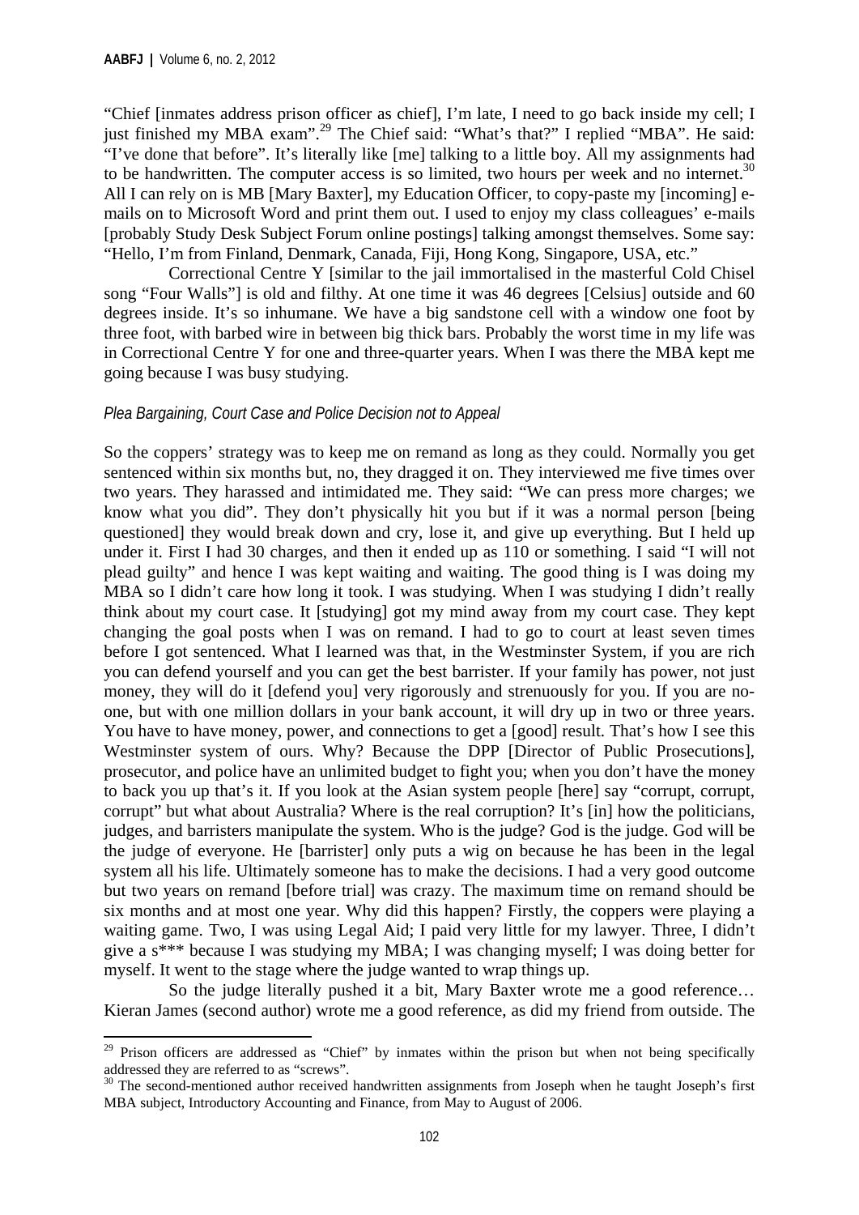"Chief [inmates address prison officer as chief], I'm late, I need to go back inside my cell; I just finished my MBA exam".[29] The Chief said: "What's that?" I replied "MBA". He said: "I've done that before". It's literally like [me] talking to a little boy. All my assignments had to be handwritten. The computer access is so limited, two hours per week and no internet.[30] All I can rely on is MB [Mary Baxter], my Education Officer, to copy-paste my [incoming] e-mails on to Microsoft Word and print them out. I used to enjoy my class colleagues' e-mails [probably Study Desk Subject Forum online postings] talking amongst themselves. Some say: "Hello, I'm from Finland, Denmark, Canada, Fiji, Hong Kong, Singapore, USA, etc."

Correctional Centre Y [similar to the jail immortalised in the masterful Cold Chisel song "Four Walls"] is old and filthy. At one time it was 46 degrees [Celsius] outside and 60 degrees inside. It's so inhumane. We have a big sandstone cell with a window one foot by three foot, with barbed wire in between big thick bars. Probably the worst time in my life was in Correctional Centre Y for one and three-quarter years. When I was there the MBA kept me going because I was busy studying.

*Plea Bargaining, Court Case and Police Decision not to Appeal*

So the coppers' strategy was to keep me on remand as long as they could. Normally you get sentenced within six months but, no, they dragged it on. They interviewed me five times over two years. They harassed and intimidated me. They said: "We can press more charges; we know what you did". They don't physically hit you but if it was a normal person [being questioned] they would break down and cry, lose it, and give up everything. But I held up under it. First I had 30 charges, and then it ended up as 110 or something. I said "I will not plead guilty" and hence I was kept waiting and waiting. The good thing is I was doing my MBA so I didn't care how long it took. I was studying. When I was studying I didn't really think about my court case. It [studying] got my mind away from my court case. They kept changing the goal posts when I was on remand. I had to go to court at least seven times before I got sentenced. What I learned was that, in the Westminster System, if you are rich you can defend yourself and you can get the best barrister. If your family has power, not just money, they will do it [defend you] very rigorously and strenuously for you. If you are no-one, but with one million dollars in your bank account, it will dry up in two or three years. You have to have money, power, and connections to get a [good] result. That's how I see this Westminster system of ours. Why? Because the DPP [Director of Public Prosecutions], prosecutor, and police have an unlimited budget to fight you; when you don't have the money to back you up that's it. If you look at the Asian system people [here] say "corrupt, corrupt, corrupt" but what about Australia? Where is the real corruption? It's [in] how the politicians, judges, and barristers manipulate the system. Who is the judge? God is the judge. God will be the judge of everyone. He [barrister] only puts a wig on because he has been in the legal system all his life. Ultimately someone has to make the decisions. I had a very good outcome but two years on remand [before trial] was crazy. The maximum time on remand should be six months and at most one year. Why did this happen? Firstly, the coppers were playing a waiting game. Two, I was using Legal Aid; I paid very little for my lawyer. Three, I didn't give a s*** because I was studying my MBA; I was changing myself; I was doing better for myself. It went to the stage where the judge wanted to wrap things up.

So the judge literally pushed it a bit, Mary Baxter wrote me a good reference… Kieran James (second author) wrote me a good reference, as did my friend from outside. The

---

[29] Prison officers are addressed as "Chief" by inmates within the prison but when not being specifically addressed they are referred to as "screws".

[30] The second-mentioned author received handwritten assignments from Joseph when he taught Joseph's first MBA subject, Introductory Accounting and Finance, from May to August of 2006.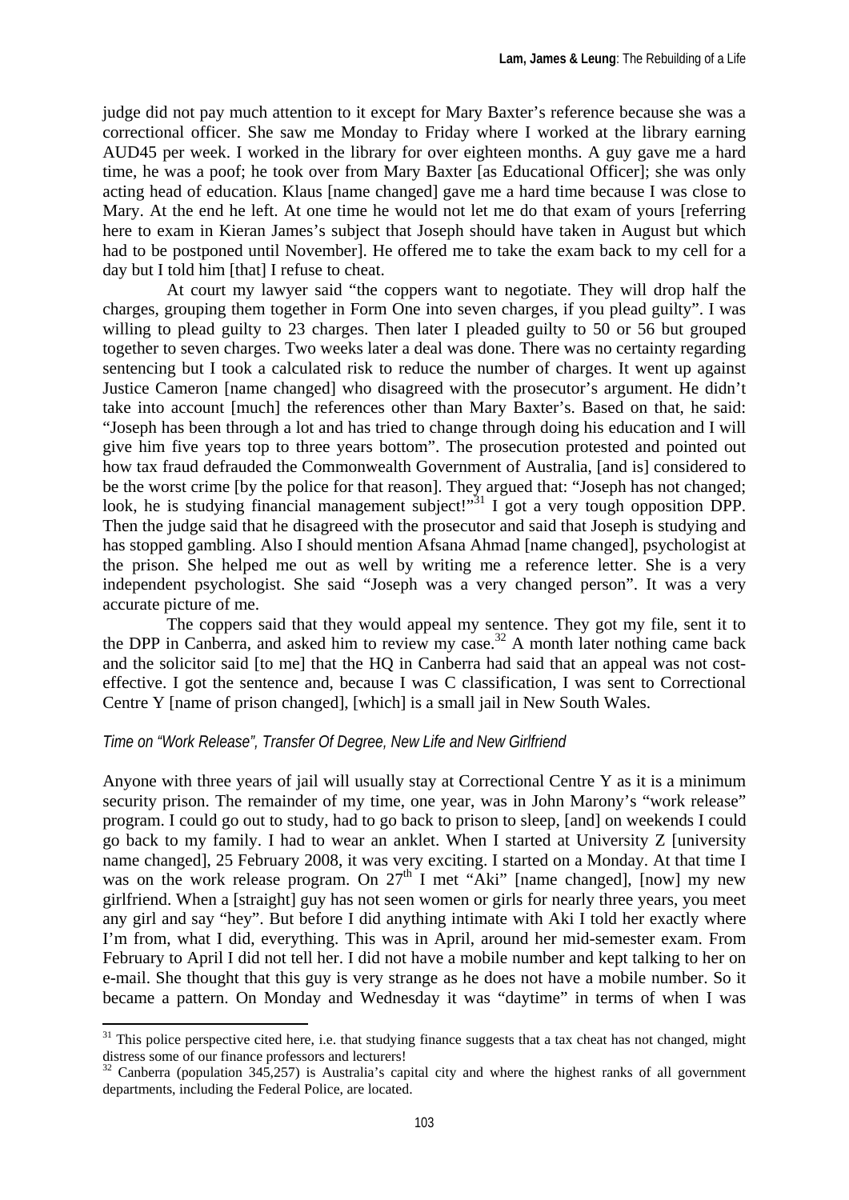judge did not pay much attention to it except for Mary Baxter's reference because she was a correctional officer. She saw me Monday to Friday where I worked at the library earning AUD45 per week. I worked in the library for over eighteen months. A guy gave me a hard time, he was a poof; he took over from Mary Baxter [as Educational Officer]; she was only acting head of education. Klaus [name changed] gave me a hard time because I was close to Mary. At the end he left. At one time he would not let me do that exam of yours [referring here to exam in Kieran James's subject that Joseph should have taken in August but which had to be postponed until November]. He offered me to take the exam back to my cell for a day but I told him [that] I refuse to cheat.

At court my lawyer said "the coppers want to negotiate. They will drop half the charges, grouping them together in Form One into seven charges, if you plead guilty". I was willing to plead guilty to 23 charges. Then later I pleaded guilty to 50 or 56 but grouped together to seven charges. Two weeks later a deal was done. There was no certainty regarding sentencing but I took a calculated risk to reduce the number of charges. It went up against Justice Cameron [name changed] who disagreed with the prosecutor's argument. He didn't take into account [much] the references other than Mary Baxter's. Based on that, he said: "Joseph has been through a lot and has tried to change through doing his education and I will give him five years top to three years bottom". The prosecution protested and pointed out how tax fraud defrauded the Commonwealth Government of Australia, [and is] considered to be the worst crime [by the police for that reason]. They argued that: "Joseph has not changed; look, he is studying financial management subject!"[31] I got a very tough opposition DPP. Then the judge said that he disagreed with the prosecutor and said that Joseph is studying and has stopped gambling. Also I should mention Afsana Ahmad [name changed], psychologist at the prison. She helped me out as well by writing me a reference letter. She is a very independent psychologist. She said "Joseph was a very changed person". It was a very accurate picture of me.

The coppers said that they would appeal my sentence. They got my file, sent it to the DPP in Canberra, and asked him to review my case.[32] A month later nothing came back and the solicitor said [to me] that the HQ in Canberra had said that an appeal was not cost-effective. I got the sentence and, because I was C classification, I was sent to Correctional Centre Y [name of prison changed], [which] is a small jail in New South Wales.

### *Time on "Work Release", Transfer Of Degree, New Life and New Girlfriend*

Anyone with three years of jail will usually stay at Correctional Centre Y as it is a minimum security prison. The remainder of my time, one year, was in John Marony's "work release" program. I could go out to study, had to go back to prison to sleep, [and] on weekends I could go back to my family. I had to wear an anklet. When I started at University Z [university name changed], 25 February 2008, it was very exciting. I started on a Monday. At that time I was on the work release program. On 27th I met "Aki" [name changed], [now] my new girlfriend. When a [straight] guy has not seen women or girls for nearly three years, you meet any girl and say "hey". But before I did anything intimate with Aki I told her exactly where I'm from, what I did, everything. This was in April, around her mid-semester exam. From February to April I did not tell her. I did not have a mobile number and kept talking to her on e-mail. She thought that this guy is very strange as he does not have a mobile number. So it became a pattern. On Monday and Wednesday it was "daytime" in terms of when I was

---

[31] This police perspective cited here, i.e. that studying finance suggests that a tax cheat has not changed, might distress some of our finance professors and lecturers!

[32] Canberra (population 345,257) is Australia's capital city and where the highest ranks of all government departments, including the Federal Police, are located.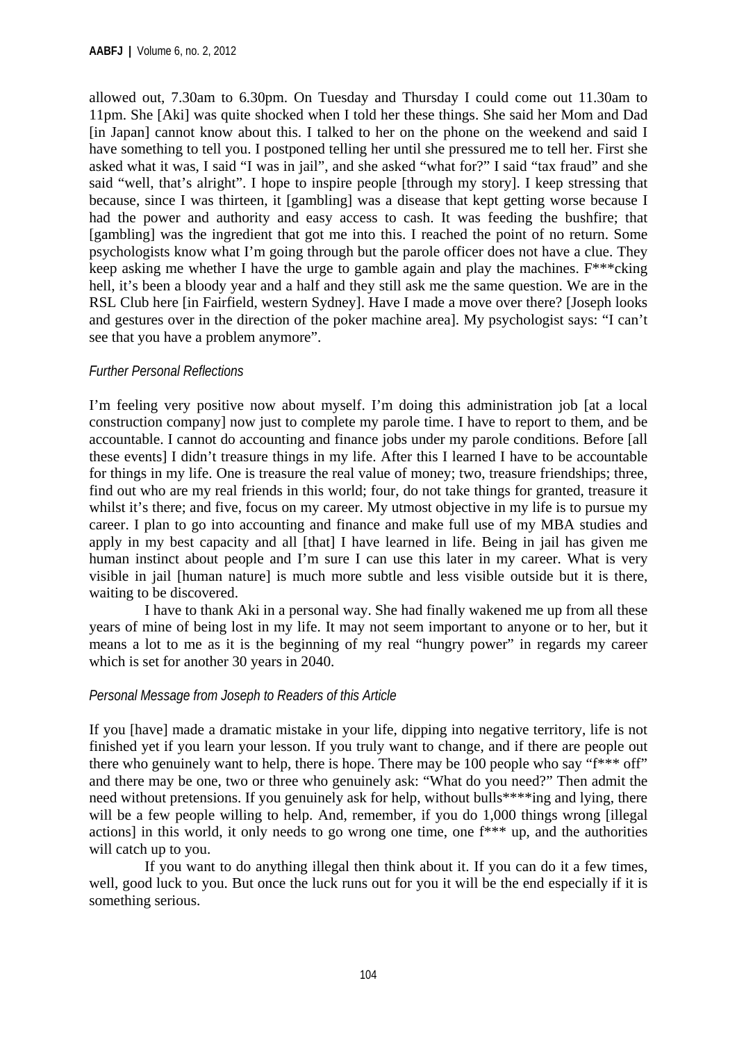allowed out, 7.30am to 6.30pm. On Tuesday and Thursday I could come out 11.30am to 11pm. She [Aki] was quite shocked when I told her these things. She said her Mom and Dad [in Japan] cannot know about this. I talked to her on the phone on the weekend and said I have something to tell you. I postponed telling her until she pressured me to tell her. First she asked what it was, I said "I was in jail", and she asked "what for?" I said "tax fraud" and she said "well, that's alright". I hope to inspire people [through my story]. I keep stressing that because, since I was thirteen, it [gambling] was a disease that kept getting worse because I had the power and authority and easy access to cash. It was feeding the bushfire; that [gambling] was the ingredient that got me into this. I reached the point of no return. Some psychologists know what I'm going through but the parole officer does not have a clue. They keep asking me whether I have the urge to gamble again and play the machines. F***cking hell, it's been a bloody year and a half and they still ask me the same question. We are in the RSL Club here [in Fairfield, western Sydney]. Have I made a move over there? [Joseph looks and gestures over in the direction of the poker machine area]. My psychologist says: "I can't see that you have a problem anymore".

*Further Personal Reflections*

I'm feeling very positive now about myself. I'm doing this administration job [at a local construction company] now just to complete my parole time. I have to report to them, and be accountable. I cannot do accounting and finance jobs under my parole conditions. Before [all these events] I didn't treasure things in my life. After this I learned I have to be accountable for things in my life. One is treasure the real value of money; two, treasure friendships; three, find out who are my real friends in this world; four, do not take things for granted, treasure it whilst it's there; and five, focus on my career. My utmost objective in my life is to pursue my career. I plan to go into accounting and finance and make full use of my MBA studies and apply in my best capacity and all [that] I have learned in life. Being in jail has given me human instinct about people and I'm sure I can use this later in my career. What is very visible in jail [human nature] is much more subtle and less visible outside but it is there, waiting to be discovered.

I have to thank Aki in a personal way. She had finally wakened me up from all these years of mine of being lost in my life. It may not seem important to anyone or to her, but it means a lot to me as it is the beginning of my real "hungry power" in regards my career which is set for another 30 years in 2040.

*Personal Message from Joseph to Readers of this Article*

If you [have] made a dramatic mistake in your life, dipping into negative territory, life is not finished yet if you learn your lesson. If you truly want to change, and if there are people out there who genuinely want to help, there is hope. There may be 100 people who say "f*** off" and there may be one, two or three who genuinely ask: "What do you need?" Then admit the need without pretensions. If you genuinely ask for help, without bulls****ing and lying, there will be a few people willing to help. And, remember, if you do 1,000 things wrong [illegal actions] in this world, it only needs to go wrong one time, one f*** up, and the authorities will catch up to you.

If you want to do anything illegal then think about it. If you can do it a few times, well, good luck to you. But once the luck runs out for you it will be the end especially if it is something serious.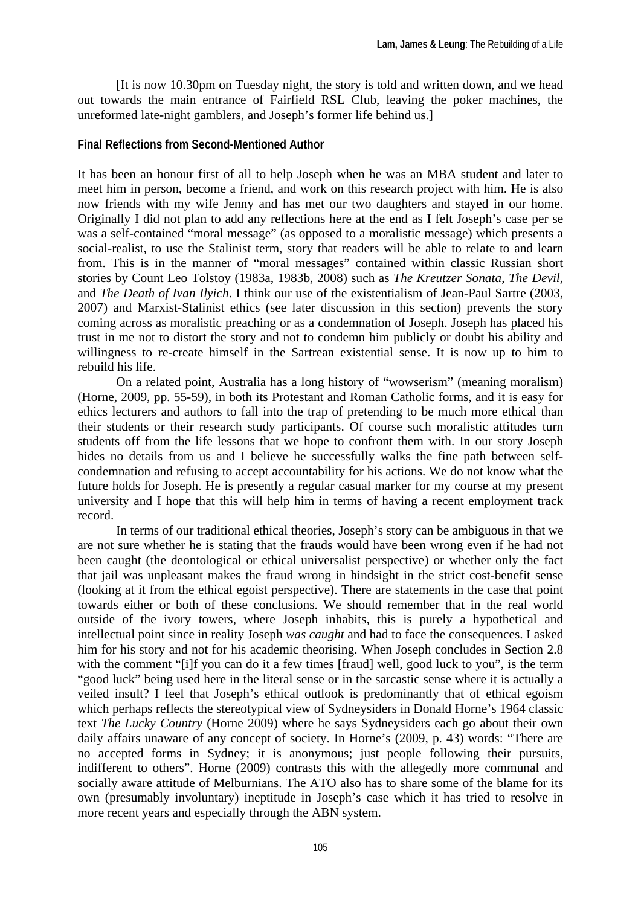[It is now 10.30pm on Tuesday night, the story is told and written down, and we head out towards the main entrance of Fairfield RSL Club, leaving the poker machines, the unreformed late-night gamblers, and Joseph's former life behind us.]

**Final Reflections from Second-Mentioned Author**

It has been an honour first of all to help Joseph when he was an MBA student and later to meet him in person, become a friend, and work on this research project with him. He is also now friends with my wife Jenny and has met our two daughters and stayed in our home. Originally I did not plan to add any reflections here at the end as I felt Joseph's case per se was a self-contained "moral message" (as opposed to a moralistic message) which presents a social-realist, to use the Stalinist term, story that readers will be able to relate to and learn from. This is in the manner of "moral messages" contained within classic Russian short stories by Count Leo Tolstoy (1983a, 1983b, 2008) such as *The Kreutzer Sonata*, *The Devil*, and *The Death of Ivan Ilyich*. I think our use of the existentialism of Jean-Paul Sartre (2003, 2007) and Marxist-Stalinist ethics (see later discussion in this section) prevents the story coming across as moralistic preaching or as a condemnation of Joseph. Joseph has placed his trust in me not to distort the story and not to condemn him publicly or doubt his ability and willingness to re-create himself in the Sartrean existential sense. It is now up to him to rebuild his life.

On a related point, Australia has a long history of "wowserism" (meaning moralism) (Horne, 2009, pp. 55-59), in both its Protestant and Roman Catholic forms, and it is easy for ethics lecturers and authors to fall into the trap of pretending to be much more ethical than their students or their research study participants. Of course such moralistic attitudes turn students off from the life lessons that we hope to confront them with. In our story Joseph hides no details from us and I believe he successfully walks the fine path between self-condemnation and refusing to accept accountability for his actions. We do not know what the future holds for Joseph. He is presently a regular casual marker for my course at my present university and I hope that this will help him in terms of having a recent employment track record.

In terms of our traditional ethical theories, Joseph's story can be ambiguous in that we are not sure whether he is stating that the frauds would have been wrong even if he had not been caught (the deontological or ethical universalist perspective) or whether only the fact that jail was unpleasant makes the fraud wrong in hindsight in the strict cost-benefit sense (looking at it from the ethical egoist perspective). There are statements in the case that point towards either or both of these conclusions. We should remember that in the real world outside of the ivory towers, where Joseph inhabits, this is purely a hypothetical and intellectual point since in reality Joseph *was caught* and had to face the consequences. I asked him for his story and not for his academic theorising. When Joseph concludes in Section 2.8 with the comment "[i]f you can do it a few times [fraud] well, good luck to you", is the term "good luck" being used here in the literal sense or in the sarcastic sense where it is actually a veiled insult? I feel that Joseph's ethical outlook is predominantly that of ethical egoism which perhaps reflects the stereotypical view of Sydneysiders in Donald Horne's 1964 classic text *The Lucky Country* (Horne 2009) where he says Sydneysiders each go about their own daily affairs unaware of any concept of society. In Horne's (2009, p. 43) words: "There are no accepted forms in Sydney; it is anonymous; just people following their pursuits, indifferent to others". Horne (2009) contrasts this with the allegedly more communal and socially aware attitude of Melburnians. The ATO also has to share some of the blame for its own (presumably involuntary) ineptitude in Joseph's case which it has tried to resolve in more recent years and especially through the ABN system.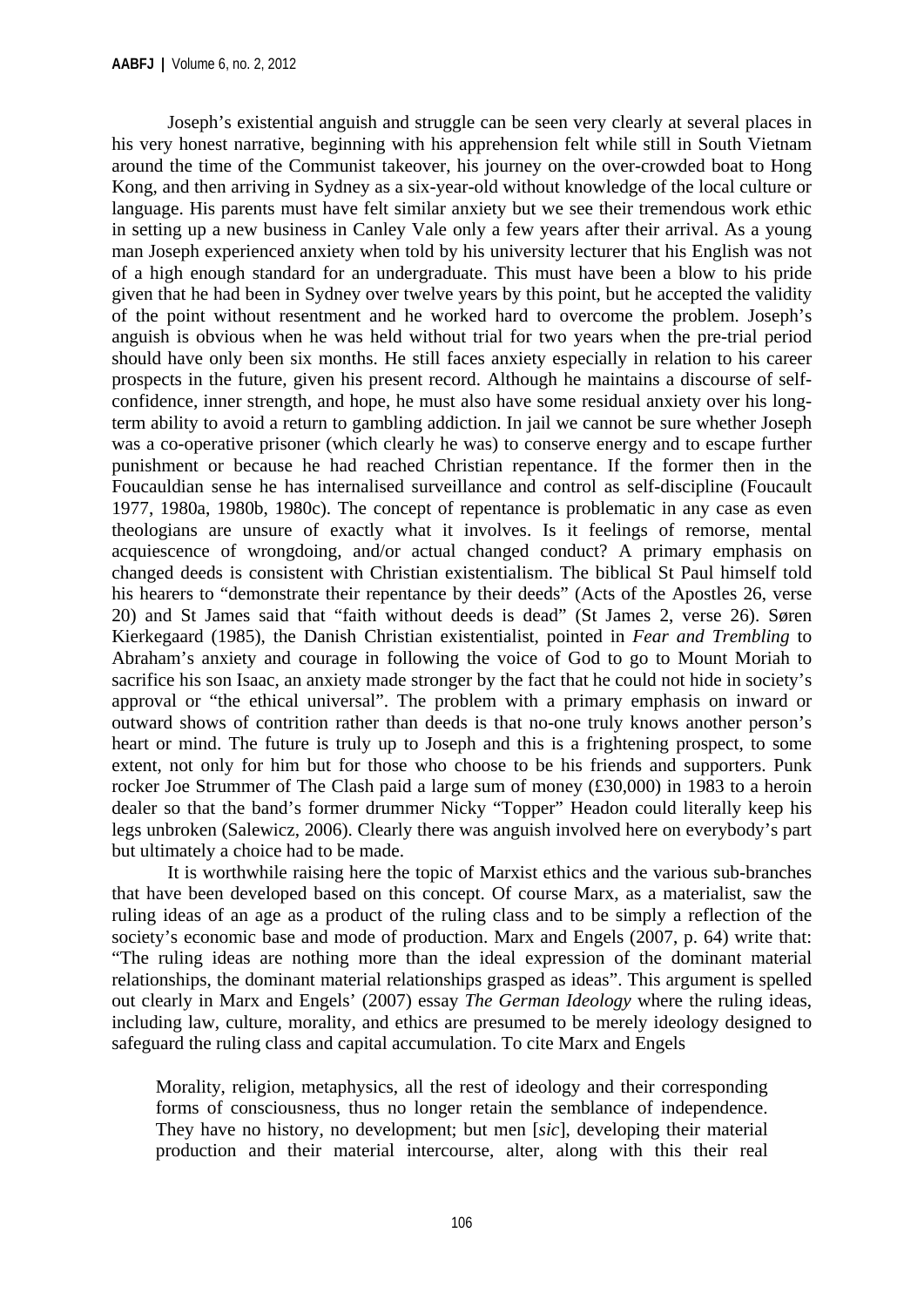Joseph's existential anguish and struggle can be seen very clearly at several places in his very honest narrative, beginning with his apprehension felt while still in South Vietnam around the time of the Communist takeover, his journey on the over-crowded boat to Hong Kong, and then arriving in Sydney as a six-year-old without knowledge of the local culture or language. His parents must have felt similar anxiety but we see their tremendous work ethic in setting up a new business in Canley Vale only a few years after their arrival. As a young man Joseph experienced anxiety when told by his university lecturer that his English was not of a high enough standard for an undergraduate. This must have been a blow to his pride given that he had been in Sydney over twelve years by this point, but he accepted the validity of the point without resentment and he worked hard to overcome the problem. Joseph's anguish is obvious when he was held without trial for two years when the pre-trial period should have only been six months. He still faces anxiety especially in relation to his career prospects in the future, given his present record. Although he maintains a discourse of self-confidence, inner strength, and hope, he must also have some residual anxiety over his long-term ability to avoid a return to gambling addiction. In jail we cannot be sure whether Joseph was a co-operative prisoner (which clearly he was) to conserve energy and to escape further punishment or because he had reached Christian repentance. If the former then in the Foucauldian sense he has internalised surveillance and control as self-discipline (Foucault 1977, 1980a, 1980b, 1980c). The concept of repentance is problematic in any case as even theologians are unsure of exactly what it involves. Is it feelings of remorse, mental acquiescence of wrongdoing, and/or actual changed conduct? A primary emphasis on changed deeds is consistent with Christian existentialism. The biblical St Paul himself told his hearers to "demonstrate their repentance by their deeds" (Acts of the Apostles 26, verse 20) and St James said that "faith without deeds is dead" (St James 2, verse 26). Søren Kierkegaard (1985), the Danish Christian existentialist, pointed in *Fear and Trembling* to Abraham's anxiety and courage in following the voice of God to go to Mount Moriah to sacrifice his son Isaac, an anxiety made stronger by the fact that he could not hide in society's approval or "the ethical universal". The problem with a primary emphasis on inward or outward shows of contrition rather than deeds is that no-one truly knows another person's heart or mind. The future is truly up to Joseph and this is a frightening prospect, to some extent, not only for him but for those who choose to be his friends and supporters. Punk rocker Joe Strummer of The Clash paid a large sum of money (£30,000) in 1983 to a heroin dealer so that the band's former drummer Nicky "Topper" Headon could literally keep his legs unbroken (Salewicz, 2006). Clearly there was anguish involved here on everybody's part but ultimately a choice had to be made.

It is worthwhile raising here the topic of Marxist ethics and the various sub-branches that have been developed based on this concept. Of course Marx, as a materialist, saw the ruling ideas of an age as a product of the ruling class and to be simply a reflection of the society's economic base and mode of production. Marx and Engels (2007, p. 64) write that: "The ruling ideas are nothing more than the ideal expression of the dominant material relationships, the dominant material relationships grasped as ideas". This argument is spelled out clearly in Marx and Engels' (2007) essay *The German Ideology* where the ruling ideas, including law, culture, morality, and ethics are presumed to be merely ideology designed to safeguard the ruling class and capital accumulation. To cite Marx and Engels

> Morality, religion, metaphysics, all the rest of ideology and their corresponding forms of consciousness, thus no longer retain the semblance of independence. They have no history, no development; but men [*sic*], developing their material production and their material intercourse, alter, along with this their real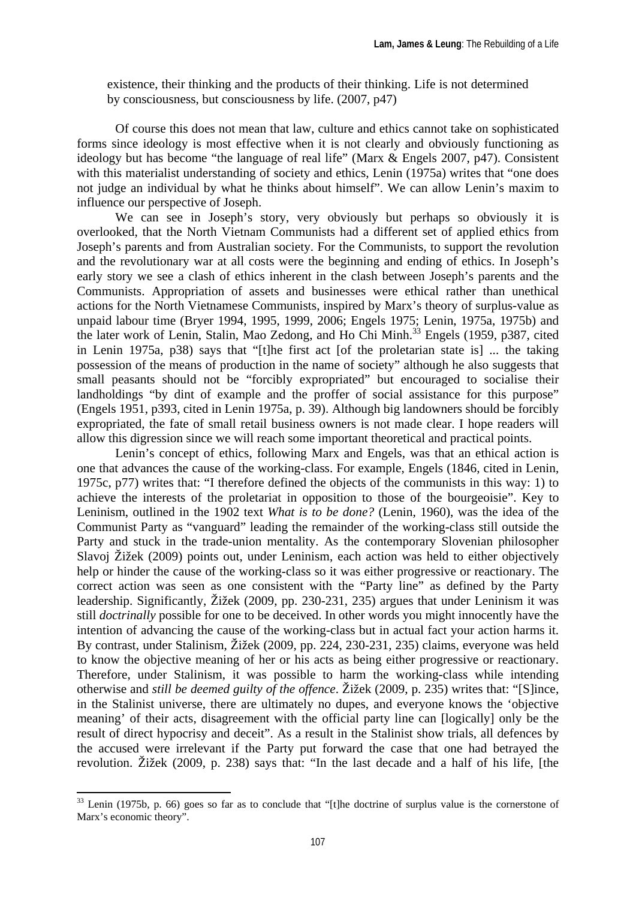> existence, their thinking and the products of their thinking. Life is not determined by consciousness, but consciousness by life. (2007, p47)

Of course this does not mean that law, culture and ethics cannot take on sophisticated forms since ideology is most effective when it is not clearly and obviously functioning as ideology but has become "the language of real life" (Marx & Engels 2007, p47). Consistent with this materialist understanding of society and ethics, Lenin (1975a) writes that "one does not judge an individual by what he thinks about himself". We can allow Lenin's maxim to influence our perspective of Joseph.

We can see in Joseph's story, very obviously but perhaps so obviously it is overlooked, that the North Vietnam Communists had a different set of applied ethics from Joseph's parents and from Australian society. For the Communists, to support the revolution and the revolutionary war at all costs were the beginning and ending of ethics. In Joseph's early story we see a clash of ethics inherent in the clash between Joseph's parents and the Communists. Appropriation of assets and businesses were ethical rather than unethical actions for the North Vietnamese Communists, inspired by Marx's theory of surplus-value as unpaid labour time (Bryer 1994, 1995, 1999, 2006; Engels 1975; Lenin, 1975a, 1975b) and the later work of Lenin, Stalin, Mao Zedong, and Ho Chi Minh.[33] Engels (1959, p387, cited in Lenin 1975a, p38) says that "[t]he first act [of the proletarian state is] ... the taking possession of the means of production in the name of society" although he also suggests that small peasants should not be "forcibly expropriated" but encouraged to socialise their landholdings "by dint of example and the proffer of social assistance for this purpose" (Engels 1951, p393, cited in Lenin 1975a, p. 39). Although big landowners should be forcibly expropriated, the fate of small retail business owners is not made clear. I hope readers will allow this digression since we will reach some important theoretical and practical points.

Lenin's concept of ethics, following Marx and Engels, was that an ethical action is one that advances the cause of the working-class. For example, Engels (1846, cited in Lenin, 1975c, p77) writes that: "I therefore defined the objects of the communists in this way: 1) to achieve the interests of the proletariat in opposition to those of the bourgeoisie". Key to Leninism, outlined in the 1902 text *What is to be done?* (Lenin, 1960), was the idea of the Communist Party as "vanguard" leading the remainder of the working-class still outside the Party and stuck in the trade-union mentality. As the contemporary Slovenian philosopher Slavoj Žižek (2009) points out, under Leninism, each action was held to either objectively help or hinder the cause of the working-class so it was either progressive or reactionary. The correct action was seen as one consistent with the "Party line" as defined by the Party leadership. Significantly, Žižek (2009, pp. 230-231, 235) argues that under Leninism it was still *doctrinally* possible for one to be deceived. In other words you might innocently have the intention of advancing the cause of the working-class but in actual fact your action harms it. By contrast, under Stalinism, Žižek (2009, pp. 224, 230-231, 235) claims, everyone was held to know the objective meaning of her or his acts as being either progressive or reactionary. Therefore, under Stalinism, it was possible to harm the working-class while intending otherwise and *still be deemed guilty of the offence*. Žižek (2009, p. 235) writes that: "[S]ince, in the Stalinist universe, there are ultimately no dupes, and everyone knows the 'objective meaning' of their acts, disagreement with the official party line can [logically] only be the result of direct hypocrisy and deceit". As a result in the Stalinist show trials, all defences by the accused were irrelevant if the Party put forward the case that one had betrayed the revolution. Žižek (2009, p. 238) says that: "In the last decade and a half of his life, [the

[33] Lenin (1975b, p. 66) goes so far as to conclude that "[t]he doctrine of surplus value is the cornerstone of Marx's economic theory".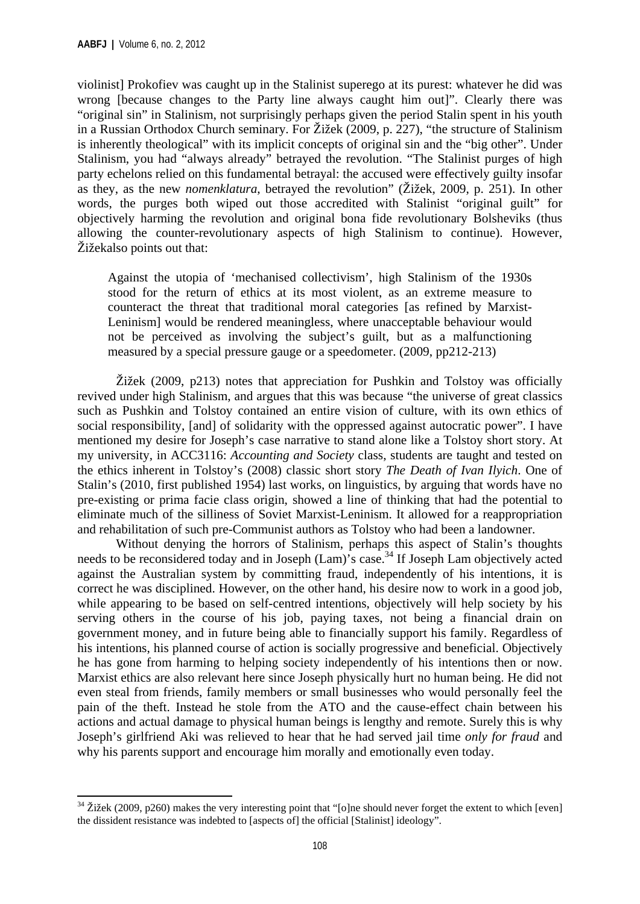violinist] Prokofiev was caught up in the Stalinist superego at its purest: whatever he did was wrong [because changes to the Party line always caught him out]". Clearly there was "original sin" in Stalinism, not surprisingly perhaps given the period Stalin spent in his youth in a Russian Orthodox Church seminary. For Žižek (2009, p. 227), "the structure of Stalinism is inherently theological" with its implicit concepts of original sin and the "big other". Under Stalinism, you had "always already" betrayed the revolution. "The Stalinist purges of high party echelons relied on this fundamental betrayal: the accused were effectively guilty insofar as they, as the new *nomenklatura*, betrayed the revolution" (Žižek, 2009, p. 251). In other words, the purges both wiped out those accredited with Stalinist "original guilt" for objectively harming the revolution and original bona fide revolutionary Bolsheviks (thus allowing the counter-revolutionary aspects of high Stalinism to continue). However, Žižekalso points out that:

> Against the utopia of 'mechanised collectivism', high Stalinism of the 1930s stood for the return of ethics at its most violent, as an extreme measure to counteract the threat that traditional moral categories [as refined by Marxist-Leninism] would be rendered meaningless, where unacceptable behaviour would not be perceived as involving the subject's guilt, but as a malfunctioning measured by a special pressure gauge or a speedometer. (2009, pp212-213)

Žižek (2009, p213) notes that appreciation for Pushkin and Tolstoy was officially revived under high Stalinism, and argues that this was because "the universe of great classics such as Pushkin and Tolstoy contained an entire vision of culture, with its own ethics of social responsibility, [and] of solidarity with the oppressed against autocratic power". I have mentioned my desire for Joseph's case narrative to stand alone like a Tolstoy short story. At my university, in ACC3116: *Accounting and Society* class, students are taught and tested on the ethics inherent in Tolstoy's (2008) classic short story *The Death of Ivan Ilyich*. One of Stalin's (2010, first published 1954) last works, on linguistics, by arguing that words have no pre-existing or prima facie class origin, showed a line of thinking that had the potential to eliminate much of the silliness of Soviet Marxist-Leninism. It allowed for a reappropriation and rehabilitation of such pre-Communist authors as Tolstoy who had been a landowner.

Without denying the horrors of Stalinism, perhaps this aspect of Stalin's thoughts needs to be reconsidered today and in Joseph (Lam)'s case.[34] If Joseph Lam objectively acted against the Australian system by committing fraud, independently of his intentions, it is correct he was disciplined. However, on the other hand, his desire now to work in a good job, while appearing to be based on self-centred intentions, objectively will help society by his serving others in the course of his job, paying taxes, not being a financial drain on government money, and in future being able to financially support his family. Regardless of his intentions, his planned course of action is socially progressive and beneficial. Objectively he has gone from harming to helping society independently of his intentions then or now. Marxist ethics are also relevant here since Joseph physically hurt no human being. He did not even steal from friends, family members or small businesses who would personally feel the pain of the theft. Instead he stole from the ATO and the cause-effect chain between his actions and actual damage to physical human beings is lengthy and remote. Surely this is why Joseph's girlfriend Aki was relieved to hear that he had served jail time *only for fraud* and why his parents support and encourage him morally and emotionally even today.

[34] Žižek (2009, p260) makes the very interesting point that "[o]ne should never forget the extent to which [even] the dissident resistance was indebted to [aspects of] the official [Stalinist] ideology".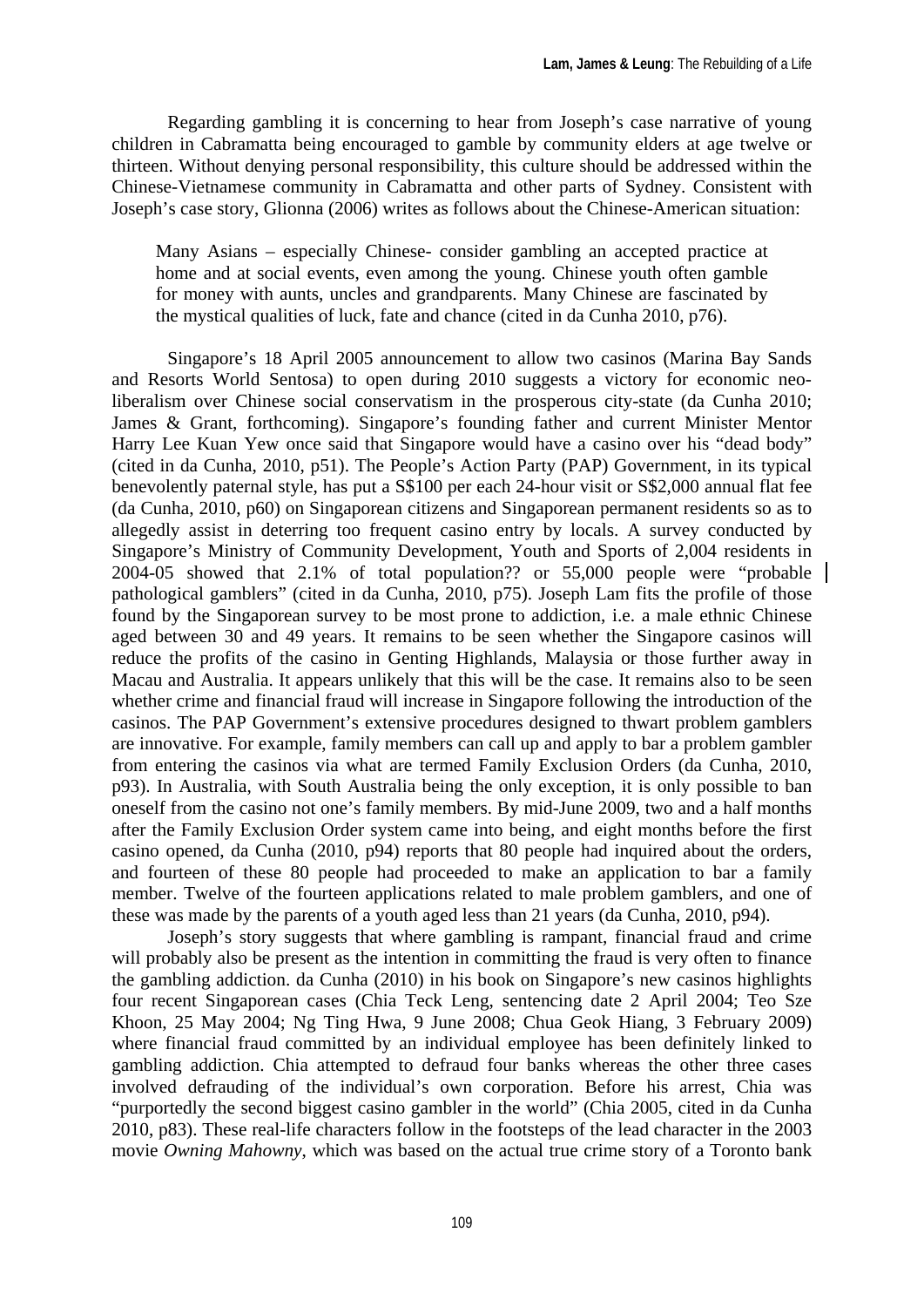Regarding gambling it is concerning to hear from Joseph's case narrative of young children in Cabramatta being encouraged to gamble by community elders at age twelve or thirteen. Without denying personal responsibility, this culture should be addressed within the Chinese-Vietnamese community in Cabramatta and other parts of Sydney. Consistent with Joseph's case story, Glionna (2006) writes as follows about the Chinese-American situation:

> Many Asians – especially Chinese- consider gambling an accepted practice at home and at social events, even among the young. Chinese youth often gamble for money with aunts, uncles and grandparents. Many Chinese are fascinated by the mystical qualities of luck, fate and chance (cited in da Cunha 2010, p76).

Singapore's 18 April 2005 announcement to allow two casinos (Marina Bay Sands and Resorts World Sentosa) to open during 2010 suggests a victory for economic neo-liberalism over Chinese social conservatism in the prosperous city-state (da Cunha 2010; James & Grant, forthcoming). Singapore's founding father and current Minister Mentor Harry Lee Kuan Yew once said that Singapore would have a casino over his "dead body" (cited in da Cunha, 2010, p51). The People's Action Party (PAP) Government, in its typical benevolently paternal style, has put a S$100 per each 24-hour visit or S$2,000 annual flat fee (da Cunha, 2010, p60) on Singaporean citizens and Singaporean permanent residents so as to allegedly assist in deterring too frequent casino entry by locals. A survey conducted by Singapore's Ministry of Community Development, Youth and Sports of 2,004 residents in 2004-05 showed that 2.1% of total population?? or 55,000 people were "probable pathological gamblers" (cited in da Cunha, 2010, p75). Joseph Lam fits the profile of those found by the Singaporean survey to be most prone to addiction, i.e. a male ethnic Chinese aged between 30 and 49 years. It remains to be seen whether the Singapore casinos will reduce the profits of the casino in Genting Highlands, Malaysia or those further away in Macau and Australia. It appears unlikely that this will be the case. It remains also to be seen whether crime and financial fraud will increase in Singapore following the introduction of the casinos. The PAP Government's extensive procedures designed to thwart problem gamblers are innovative. For example, family members can call up and apply to bar a problem gambler from entering the casinos via what are termed Family Exclusion Orders (da Cunha, 2010, p93). In Australia, with South Australia being the only exception, it is only possible to ban oneself from the casino not one's family members. By mid-June 2009, two and a half months after the Family Exclusion Order system came into being, and eight months before the first casino opened, da Cunha (2010, p94) reports that 80 people had inquired about the orders, and fourteen of these 80 people had proceeded to make an application to bar a family member. Twelve of the fourteen applications related to male problem gamblers, and one of these was made by the parents of a youth aged less than 21 years (da Cunha, 2010, p94).

Joseph's story suggests that where gambling is rampant, financial fraud and crime will probably also be present as the intention in committing the fraud is very often to finance the gambling addiction. da Cunha (2010) in his book on Singapore's new casinos highlights four recent Singaporean cases (Chia Teck Leng, sentencing date 2 April 2004; Teo Sze Khoon, 25 May 2004; Ng Ting Hwa, 9 June 2008; Chua Geok Hiang, 3 February 2009) where financial fraud committed by an individual employee has been definitely linked to gambling addiction. Chia attempted to defraud four banks whereas the other three cases involved defrauding of the individual's own corporation. Before his arrest, Chia was "purportedly the second biggest casino gambler in the world" (Chia 2005, cited in da Cunha 2010, p83). These real-life characters follow in the footsteps of the lead character in the 2003 movie *Owning Mahowny*, which was based on the actual true crime story of a Toronto bank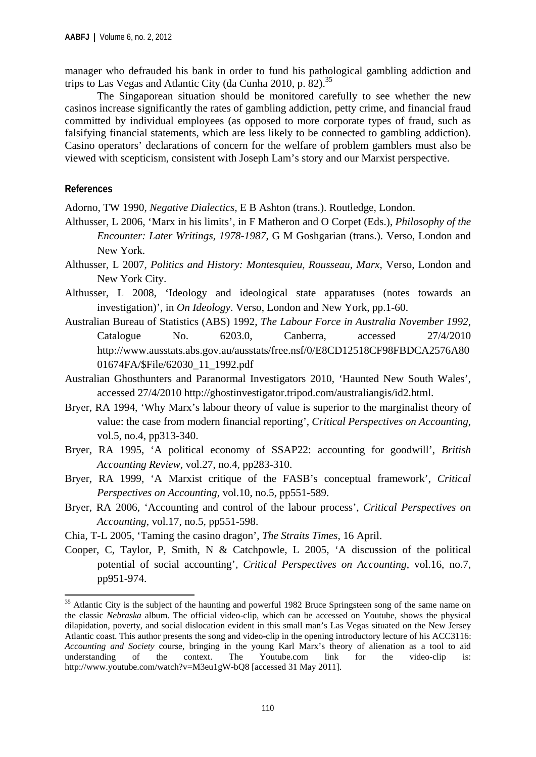manager who defrauded his bank in order to fund his pathological gambling addiction and trips to Las Vegas and Atlantic City (da Cunha 2010, p. 82).[35]

The Singaporean situation should be monitored carefully to see whether the new casinos increase significantly the rates of gambling addiction, petty crime, and financial fraud committed by individual employees (as opposed to more corporate types of fraud, such as falsifying financial statements, which are less likely to be connected to gambling addiction). Casino operators' declarations of concern for the welfare of problem gamblers must also be viewed with scepticism, consistent with Joseph Lam's story and our Marxist perspective.

## References

Adorno, TW 1990, *Negative Dialectics*, E B Ashton (trans.). Routledge, London.

Althusser, L 2006, 'Marx in his limits', in F Matheron and O Corpet (Eds.), *Philosophy of the Encounter: Later Writings, 1978-1987*, G M Goshgarian (trans.). Verso, London and New York.

Althusser, L 2007, *Politics and History: Montesquieu, Rousseau, Marx*, Verso, London and New York City.

Althusser, L 2008, 'Ideology and ideological state apparatuses (notes towards an investigation)', in *On Ideology*. Verso, London and New York, pp.1-60.

Australian Bureau of Statistics (ABS) 1992, *The Labour Force in Australia November 1992*, Catalogue No. 6203.0, Canberra, accessed 27/4/2010 http://www.ausstats.abs.gov.au/ausstats/free.nsf/0/E8CD12518CF98FBDCA2576A8001674FA/$File/62030_11_1992.pdf

Australian Ghosthunters and Paranormal Investigators 2010, 'Haunted New South Wales', accessed 27/4/2010 http://ghostinvestigator.tripod.com/australiangis/id2.html.

Bryer, RA 1994, 'Why Marx's labour theory of value is superior to the marginalist theory of value: the case from modern financial reporting', *Critical Perspectives on Accounting*, vol.5, no.4, pp313-340.

Bryer, RA 1995, 'A political economy of SSAP22: accounting for goodwill', *British Accounting Review*, vol.27, no.4, pp283-310.

Bryer, RA 1999, 'A Marxist critique of the FASB's conceptual framework', *Critical Perspectives on Accounting*, vol.10, no.5, pp551-589.

Bryer, RA 2006, 'Accounting and control of the labour process', *Critical Perspectives on Accounting*, vol.17, no.5, pp551-598.

Chia, T-L 2005, 'Taming the casino dragon', *The Straits Times*, 16 April.

Cooper, C, Taylor, P, Smith, N & Catchpowle, L 2005, 'A discussion of the political potential of social accounting', *Critical Perspectives on Accounting*, vol.16, no.7, pp951-974.

---

[35] Atlantic City is the subject of the haunting and powerful 1982 Bruce Springsteen song of the same name on the classic *Nebraska* album. The official video-clip, which can be accessed on Youtube, shows the physical dilapidation, poverty, and social dislocation evident in this small man's Las Vegas situated on the New Jersey Atlantic coast. This author presents the song and video-clip in the opening introductory lecture of his ACC3116: *Accounting and Society* course, bringing in the young Karl Marx's theory of alienation as a tool to aid understanding of the context. The Youtube.com link for the video-clip is: http://www.youtube.com/watch?v=M3eu1gW-bQ8 [accessed 31 May 2011].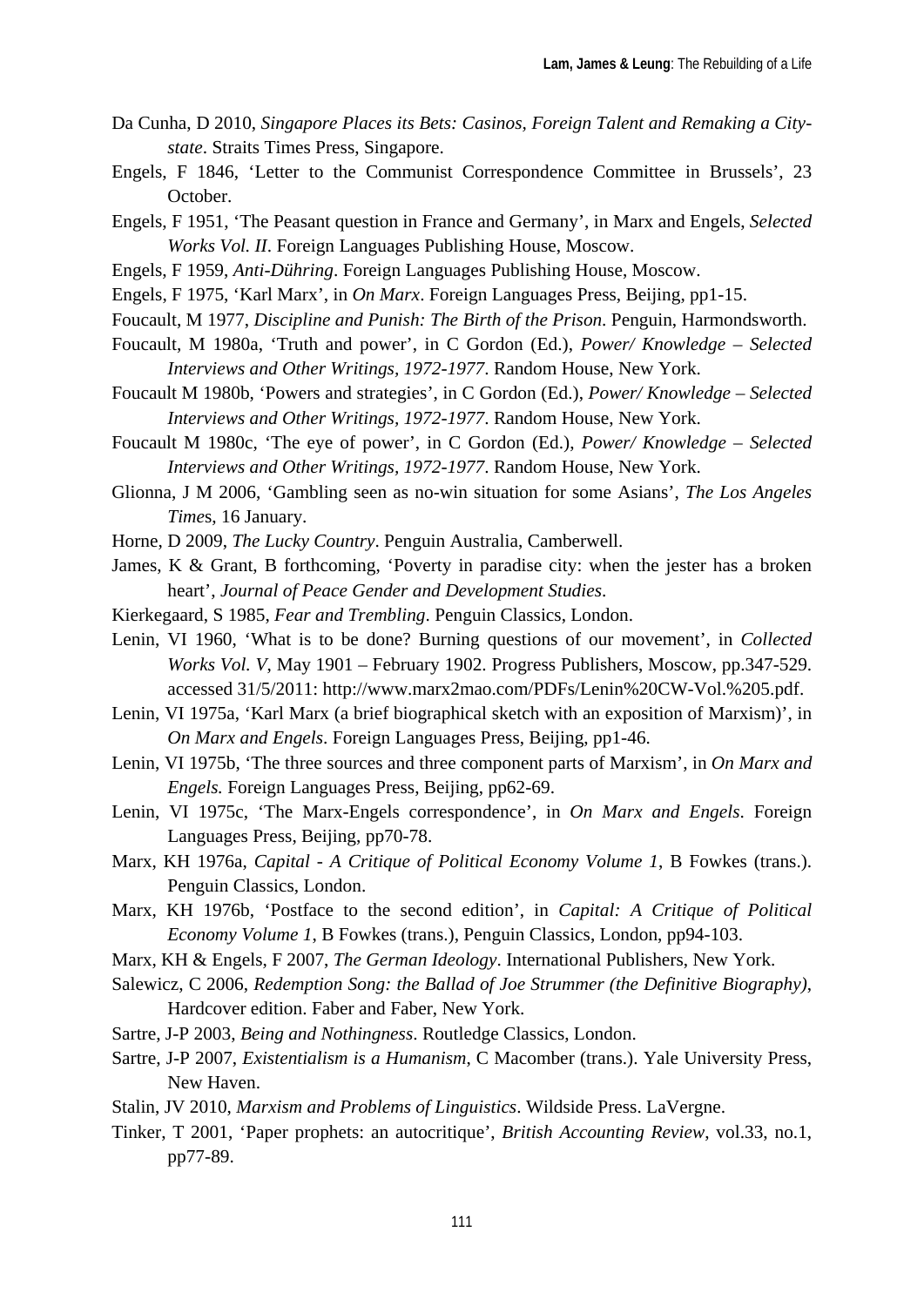Da Cunha, D 2010, *Singapore Places its Bets: Casinos, Foreign Talent and Remaking a City-state*. Straits Times Press, Singapore.

Engels, F 1846, 'Letter to the Communist Correspondence Committee in Brussels', 23 October.

Engels, F 1951, 'The Peasant question in France and Germany', in Marx and Engels, *Selected Works Vol. II*. Foreign Languages Publishing House, Moscow.

Engels, F 1959, *Anti-Dühring*. Foreign Languages Publishing House, Moscow.

Engels, F 1975, 'Karl Marx', in *On Marx*. Foreign Languages Press, Beijing, pp1-15.

Foucault, M 1977, *Discipline and Punish: The Birth of the Prison*. Penguin, Harmondsworth.

Foucault, M 1980a, 'Truth and power', in C Gordon (Ed.), *Power/ Knowledge – Selected Interviews and Other Writings, 1972-1977*. Random House, New York.

Foucault M 1980b, 'Powers and strategies', in C Gordon (Ed.), *Power/ Knowledge – Selected Interviews and Other Writings, 1972-1977*. Random House, New York.

Foucault M 1980c, 'The eye of power', in C Gordon (Ed.), *Power/ Knowledge – Selected Interviews and Other Writings, 1972-1977*. Random House, New York.

Glionna, J M 2006, 'Gambling seen as no-win situation for some Asians', *The Los Angeles Times*, 16 January.

Horne, D 2009, *The Lucky Country*. Penguin Australia, Camberwell.

James, K & Grant, B forthcoming, 'Poverty in paradise city: when the jester has a broken heart', *Journal of Peace Gender and Development Studies*.

Kierkegaard, S 1985, *Fear and Trembling*. Penguin Classics, London.

Lenin, VI 1960, 'What is to be done? Burning questions of our movement', in *Collected Works Vol. V*, May 1901 – February 1902. Progress Publishers, Moscow, pp.347-529. accessed 31/5/2011: http://www.marx2mao.com/PDFs/Lenin%20CW-Vol.%205.pdf.

Lenin, VI 1975a, 'Karl Marx (a brief biographical sketch with an exposition of Marxism)', in *On Marx and Engels*. Foreign Languages Press, Beijing, pp1-46.

Lenin, VI 1975b, 'The three sources and three component parts of Marxism', in *On Marx and Engels.* Foreign Languages Press, Beijing, pp62-69.

Lenin, VI 1975c, 'The Marx-Engels correspondence', in *On Marx and Engels*. Foreign Languages Press, Beijing, pp70-78.

Marx, KH 1976a, *Capital - A Critique of Political Economy Volume 1*, B Fowkes (trans.). Penguin Classics, London.

Marx, KH 1976b, 'Postface to the second edition', in *Capital: A Critique of Political Economy Volume 1*, B Fowkes (trans.), Penguin Classics, London, pp94-103.

Marx, KH & Engels, F 2007, *The German Ideology*. International Publishers, New York.

Salewicz, C 2006, *Redemption Song: the Ballad of Joe Strummer (the Definitive Biography)*, Hardcover edition. Faber and Faber, New York.

Sartre, J-P 2003, *Being and Nothingness*. Routledge Classics, London.

Sartre, J-P 2007, *Existentialism is a Humanism*, C Macomber (trans.). Yale University Press, New Haven.

Stalin, JV 2010, *Marxism and Problems of Linguistics*. Wildside Press. LaVergne.

Tinker, T 2001, 'Paper prophets: an autocritique', *British Accounting Review*, vol.33, no.1, pp77-89.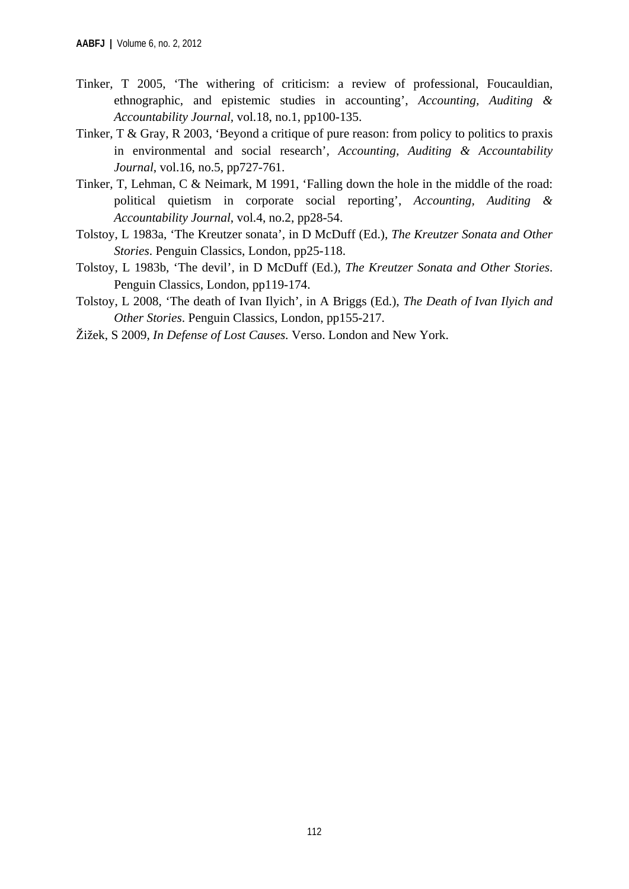Tinker, T 2005, 'The withering of criticism: a review of professional, Foucauldian, ethnographic, and epistemic studies in accounting', *Accounting, Auditing & Accountability Journal*, vol.18, no.1, pp100-135.

Tinker, T & Gray, R 2003, 'Beyond a critique of pure reason: from policy to politics to praxis in environmental and social research', *Accounting, Auditing & Accountability Journal*, vol.16, no.5, pp727-761.

Tinker, T, Lehman, C & Neimark, M 1991, 'Falling down the hole in the middle of the road: political quietism in corporate social reporting', *Accounting, Auditing & Accountability Journal*, vol.4, no.2, pp28-54.

Tolstoy, L 1983a, 'The Kreutzer sonata', in D McDuff (Ed.), *The Kreutzer Sonata and Other Stories*. Penguin Classics, London, pp25-118.

Tolstoy, L 1983b, 'The devil', in D McDuff (Ed.), *The Kreutzer Sonata and Other Stories*. Penguin Classics, London, pp119-174.

Tolstoy, L 2008, 'The death of Ivan Ilyich', in A Briggs (Ed.), *The Death of Ivan Ilyich and Other Stories*. Penguin Classics, London, pp155-217.

Žižek, S 2009, *In Defense of Lost Causes*. Verso. London and New York.